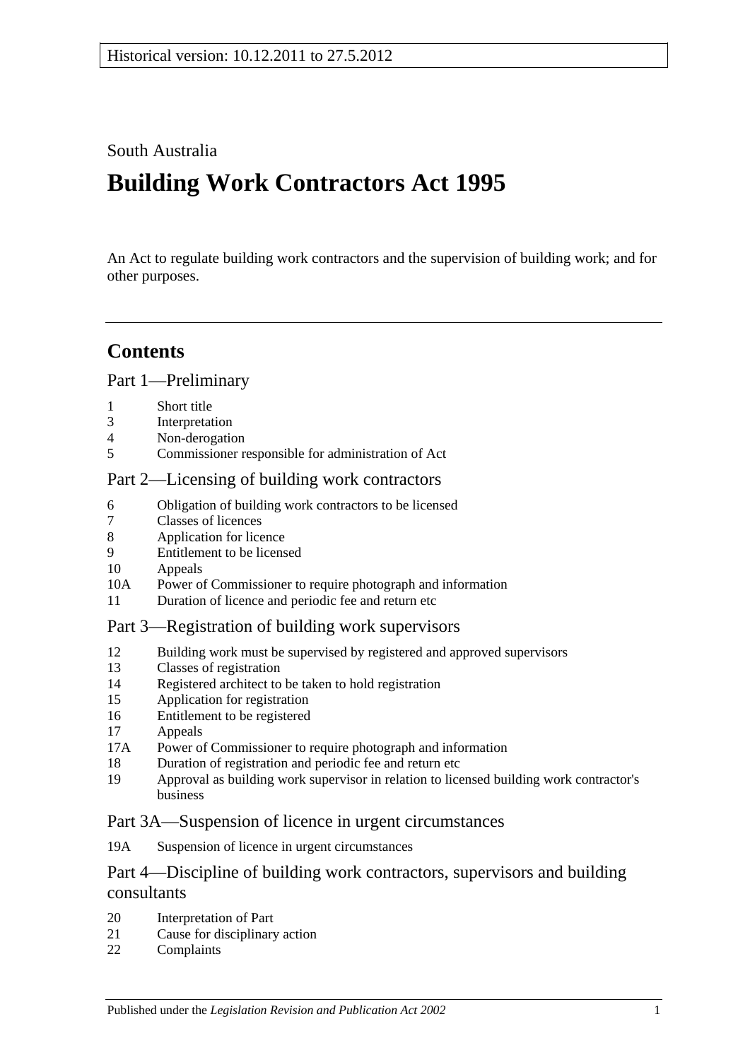Historical version: 10.12.2011 to 27.5.2012

South Australia

# Building Work Contractors Act 1995

An Act to regulate building work contractors and the supervision of building work; and for other purposes.

## Contents

### Part 1—Preliminary

1 Short title
3 Interpretation
4 Non-derogation
5 Commissioner responsible for administration of Act

### Part 2—Licensing of building work contractors

6 Obligation of building work contractors to be licensed
7 Classes of licences
8 Application for licence
9 Entitlement to be licensed
10 Appeals
10A Power of Commissioner to require photograph and information
11 Duration of licence and periodic fee and return etc

### Part 3—Registration of building work supervisors

12 Building work must be supervised by registered and approved supervisors
13 Classes of registration
14 Registered architect to be taken to hold registration
15 Application for registration
16 Entitlement to be registered
17 Appeals
17A Power of Commissioner to require photograph and information
18 Duration of registration and periodic fee and return etc
19 Approval as building work supervisor in relation to licensed building work contractor's business

### Part 3A—Suspension of licence in urgent circumstances

19A Suspension of licence in urgent circumstances

### Part 4—Discipline of building work contractors, supervisors and building consultants

20 Interpretation of Part
21 Cause for disciplinary action
22 Complaints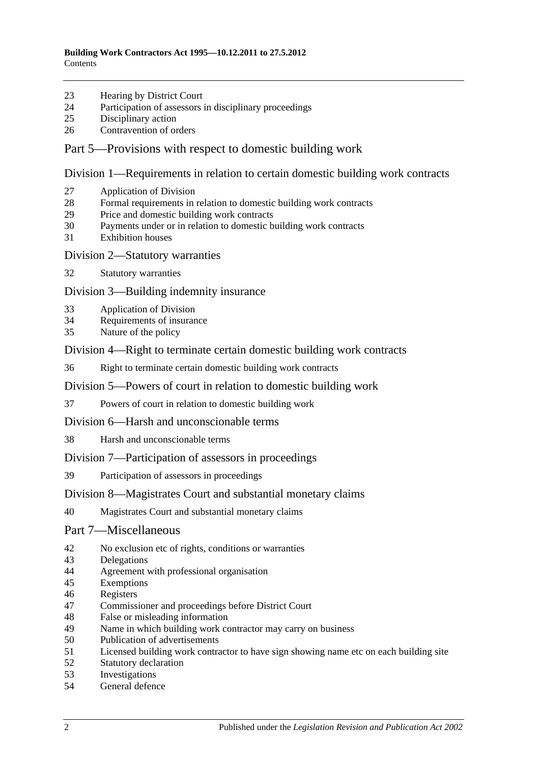23 Hearing by District Court
24 Participation of assessors in disciplinary proceedings
25 Disciplinary action
26 Contravention of orders

## Part 5—Provisions with respect to domestic building work

### Division 1—Requirements in relation to certain domestic building work contracts

27 Application of Division
28 Formal requirements in relation to domestic building work contracts
29 Price and domestic building work contracts
30 Payments under or in relation to domestic building work contracts
31 Exhibition houses

### Division 2—Statutory warranties

32 Statutory warranties

### Division 3—Building indemnity insurance

33 Application of Division
34 Requirements of insurance
35 Nature of the policy

### Division 4—Right to terminate certain domestic building work contracts

36 Right to terminate certain domestic building work contracts

### Division 5—Powers of court in relation to domestic building work

37 Powers of court in relation to domestic building work

### Division 6—Harsh and unconscionable terms

38 Harsh and unconscionable terms

### Division 7—Participation of assessors in proceedings

39 Participation of assessors in proceedings

### Division 8—Magistrates Court and substantial monetary claims

40 Magistrates Court and substantial monetary claims

## Part 7—Miscellaneous

42 No exclusion etc of rights, conditions or warranties
43 Delegations
44 Agreement with professional organisation
45 Exemptions
46 Registers
47 Commissioner and proceedings before District Court
48 False or misleading information
49 Name in which building work contractor may carry on business
50 Publication of advertisements
51 Licensed building work contractor to have sign showing name etc on each building site
52 Statutory declaration
53 Investigations
54 General defence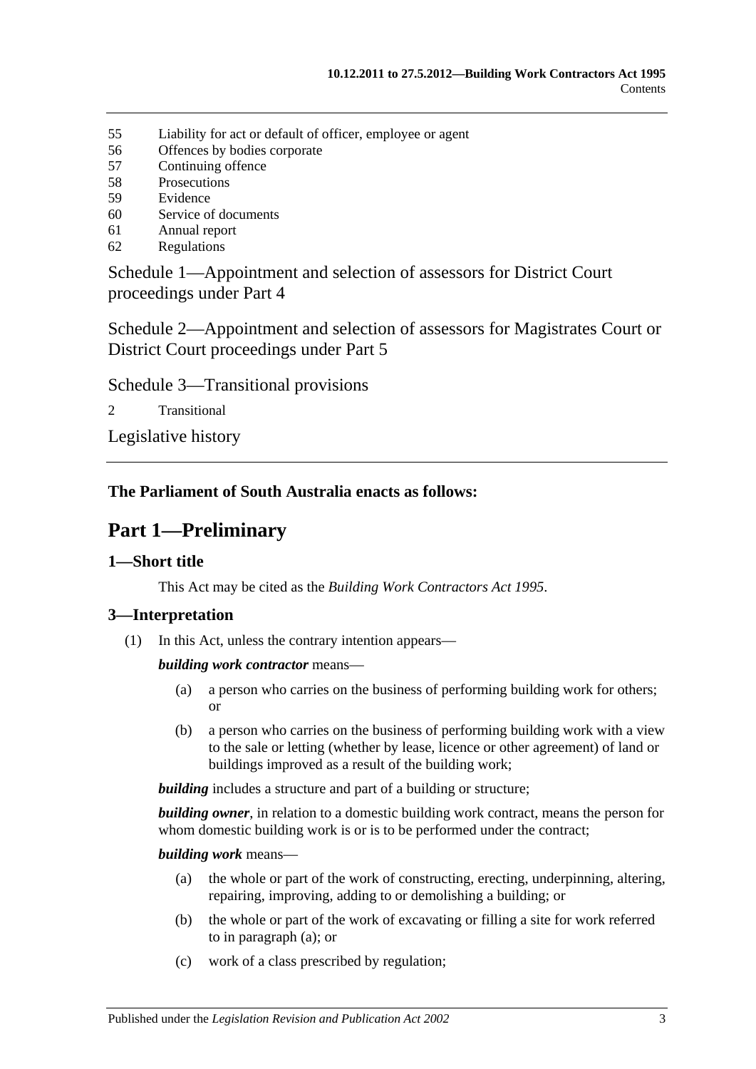55 Liability for act or default of officer, employee or agent
56 Offences by bodies corporate
57 Continuing offence
58 Prosecutions
59 Evidence
60 Service of documents
61 Annual report
62 Regulations

Schedule 1—Appointment and selection of assessors for District Court proceedings under Part 4

Schedule 2—Appointment and selection of assessors for Magistrates Court or District Court proceedings under Part 5

Schedule 3—Transitional provisions

2 Transitional

Legislative history

**The Parliament of South Australia enacts as follows:**

# Part 1—Preliminary

## 1—Short title

This Act may be cited as the *Building Work Contractors Act 1995*.

## 3—Interpretation

(1) In this Act, unless the contrary intention appears—

***building work contractor*** means—

(a) a person who carries on the business of performing building work for others; or

(b) a person who carries on the business of performing building work with a view to the sale or letting (whether by lease, licence or other agreement) of land or buildings improved as a result of the building work;

***building*** includes a structure and part of a building or structure;

***building owner***, in relation to a domestic building work contract, means the person for whom domestic building work is or is to be performed under the contract;

***building work*** means—

(a) the whole or part of the work of constructing, erecting, underpinning, altering, repairing, improving, adding to or demolishing a building; or

(b) the whole or part of the work of excavating or filling a site for work referred to in paragraph (a); or

(c) work of a class prescribed by regulation;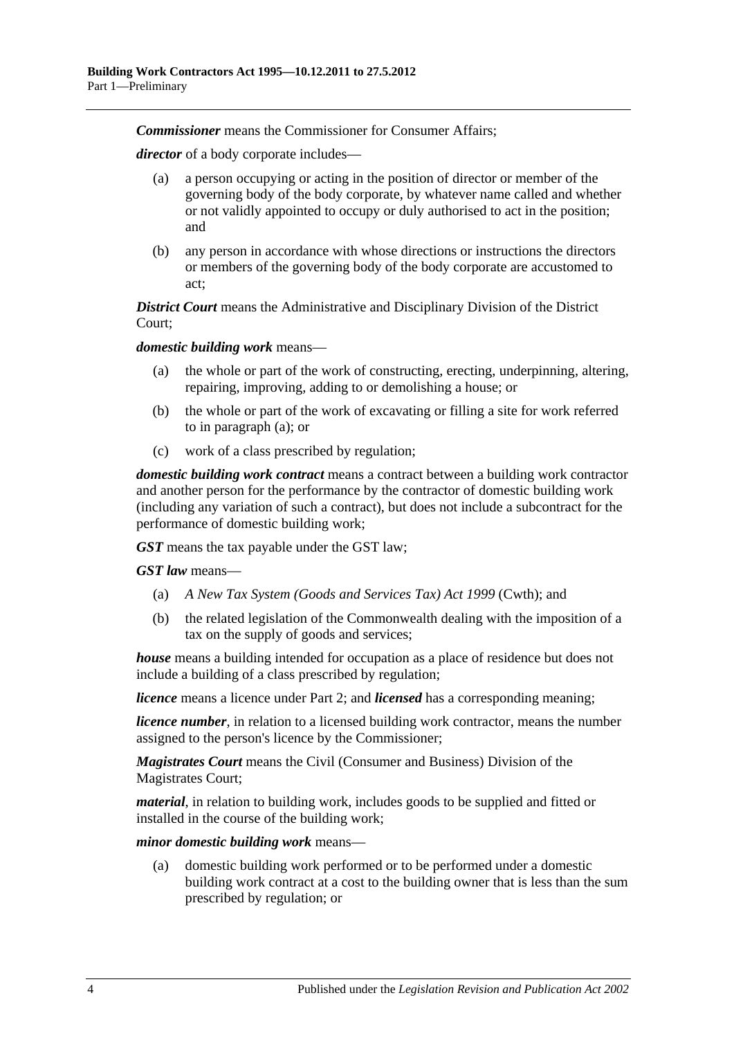***Commissioner*** means the Commissioner for Consumer Affairs;

***director*** of a body corporate includes—

(a) a person occupying or acting in the position of director or member of the governing body of the body corporate, by whatever name called and whether or not validly appointed to occupy or duly authorised to act in the position; and

(b) any person in accordance with whose directions or instructions the directors or members of the governing body of the body corporate are accustomed to act;

***District Court*** means the Administrative and Disciplinary Division of the District Court;

***domestic building work*** means—

(a) the whole or part of the work of constructing, erecting, underpinning, altering, repairing, improving, adding to or demolishing a house; or

(b) the whole or part of the work of excavating or filling a site for work referred to in paragraph (a); or

(c) work of a class prescribed by regulation;

***domestic building work contract*** means a contract between a building work contractor and another person for the performance by the contractor of domestic building work (including any variation of such a contract), but does not include a subcontract for the performance of domestic building work;

***GST*** means the tax payable under the GST law;

***GST law*** means—

(a) *A New Tax System (Goods and Services Tax) Act 1999* (Cwth); and

(b) the related legislation of the Commonwealth dealing with the imposition of a tax on the supply of goods and services;

***house*** means a building intended for occupation as a place of residence but does not include a building of a class prescribed by regulation;

***licence*** means a licence under Part 2; and ***licensed*** has a corresponding meaning;

***licence number***, in relation to a licensed building work contractor, means the number assigned to the person's licence by the Commissioner;

***Magistrates Court*** means the Civil (Consumer and Business) Division of the Magistrates Court;

***material***, in relation to building work, includes goods to be supplied and fitted or installed in the course of the building work;

***minor domestic building work*** means—

(a) domestic building work performed or to be performed under a domestic building work contract at a cost to the building owner that is less than the sum prescribed by regulation; or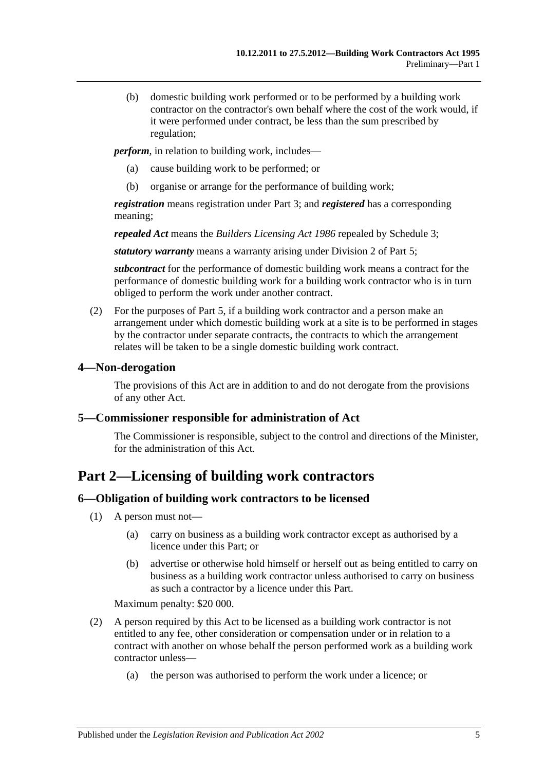(b) domestic building work performed or to be performed by a building work contractor on the contractor's own behalf where the cost of the work would, if it were performed under contract, be less than the sum prescribed by regulation;

***perform***, in relation to building work, includes—

(a) cause building work to be performed; or

(b) organise or arrange for the performance of building work;

***registration*** means registration under Part 3; and ***registered*** has a corresponding meaning;

***repealed Act*** means the *Builders Licensing Act 1986* repealed by Schedule 3;

***statutory warranty*** means a warranty arising under Division 2 of Part 5;

***subcontract*** for the performance of domestic building work means a contract for the performance of domestic building work for a building work contractor who is in turn obliged to perform the work under another contract.

(2) For the purposes of Part 5, if a building work contractor and a person make an arrangement under which domestic building work at a site is to be performed in stages by the contractor under separate contracts, the contracts to which the arrangement relates will be taken to be a single domestic building work contract.

### 4—Non-derogation

The provisions of this Act are in addition to and do not derogate from the provisions of any other Act.

### 5—Commissioner responsible for administration of Act

The Commissioner is responsible, subject to the control and directions of the Minister, for the administration of this Act.

## Part 2—Licensing of building work contractors

### 6—Obligation of building work contractors to be licensed

(1) A person must not—

(a) carry on business as a building work contractor except as authorised by a licence under this Part; or

(b) advertise or otherwise hold himself or herself out as being entitled to carry on business as a building work contractor unless authorised to carry on business as such a contractor by a licence under this Part.

Maximum penalty: $20 000.

(2) A person required by this Act to be licensed as a building work contractor is not entitled to any fee, other consideration or compensation under or in relation to a contract with another on whose behalf the person performed work as a building work contractor unless—

(a) the person was authorised to perform the work under a licence; or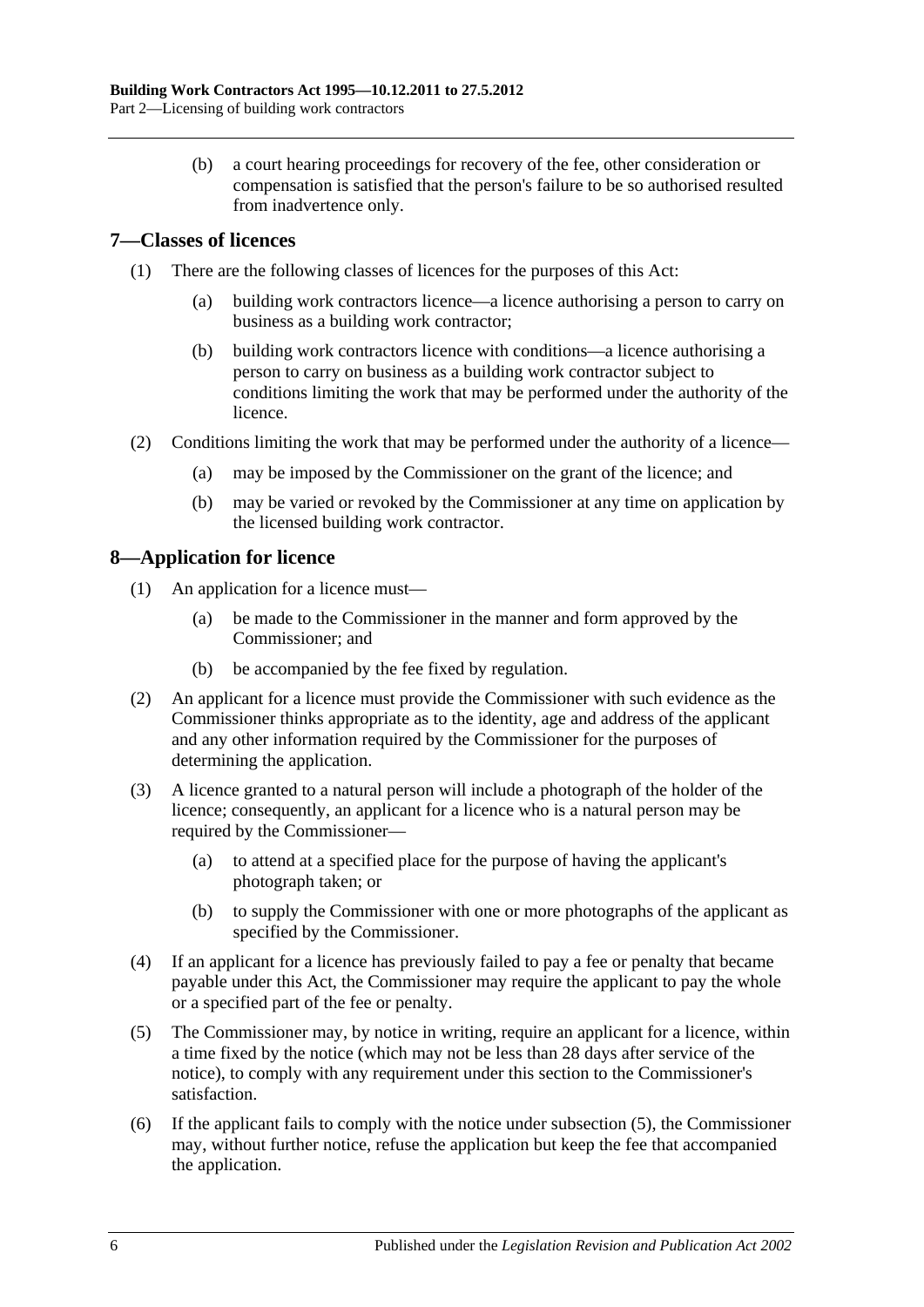(b) a court hearing proceedings for recovery of the fee, other consideration or compensation is satisfied that the person's failure to be so authorised resulted from inadvertence only.

## 7—Classes of licences

(1) There are the following classes of licences for the purposes of this Act:

(a) building work contractors licence—a licence authorising a person to carry on business as a building work contractor;

(b) building work contractors licence with conditions—a licence authorising a person to carry on business as a building work contractor subject to conditions limiting the work that may be performed under the authority of the licence.

(2) Conditions limiting the work that may be performed under the authority of a licence—

(a) may be imposed by the Commissioner on the grant of the licence; and

(b) may be varied or revoked by the Commissioner at any time on application by the licensed building work contractor.

## 8—Application for licence

(1) An application for a licence must—

(a) be made to the Commissioner in the manner and form approved by the Commissioner; and

(b) be accompanied by the fee fixed by regulation.

(2) An applicant for a licence must provide the Commissioner with such evidence as the Commissioner thinks appropriate as to the identity, age and address of the applicant and any other information required by the Commissioner for the purposes of determining the application.

(3) A licence granted to a natural person will include a photograph of the holder of the licence; consequently, an applicant for a licence who is a natural person may be required by the Commissioner—

(a) to attend at a specified place for the purpose of having the applicant's photograph taken; or

(b) to supply the Commissioner with one or more photographs of the applicant as specified by the Commissioner.

(4) If an applicant for a licence has previously failed to pay a fee or penalty that became payable under this Act, the Commissioner may require the applicant to pay the whole or a specified part of the fee or penalty.

(5) The Commissioner may, by notice in writing, require an applicant for a licence, within a time fixed by the notice (which may not be less than 28 days after service of the notice), to comply with any requirement under this section to the Commissioner's satisfaction.

(6) If the applicant fails to comply with the notice under subsection (5), the Commissioner may, without further notice, refuse the application but keep the fee that accompanied the application.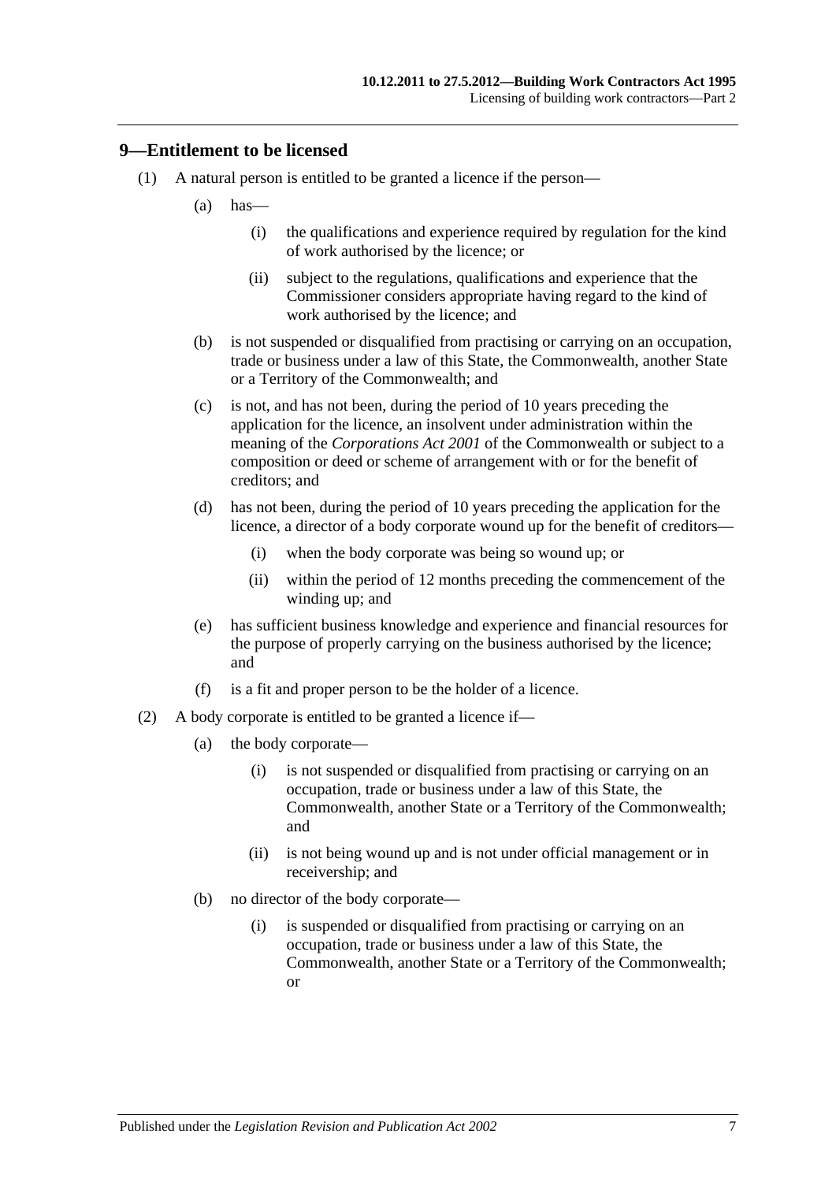## 9—Entitlement to be licensed

(1) A natural person is entitled to be granted a licence if the person—

(a) has—

(i) the qualifications and experience required by regulation for the kind of work authorised by the licence; or

(ii) subject to the regulations, qualifications and experience that the Commissioner considers appropriate having regard to the kind of work authorised by the licence; and

(b) is not suspended or disqualified from practising or carrying on an occupation, trade or business under a law of this State, the Commonwealth, another State or a Territory of the Commonwealth; and

(c) is not, and has not been, during the period of 10 years preceding the application for the licence, an insolvent under administration within the meaning of the *Corporations Act 2001* of the Commonwealth or subject to a composition or deed or scheme of arrangement with or for the benefit of creditors; and

(d) has not been, during the period of 10 years preceding the application for the licence, a director of a body corporate wound up for the benefit of creditors—

(i) when the body corporate was being so wound up; or

(ii) within the period of 12 months preceding the commencement of the winding up; and

(e) has sufficient business knowledge and experience and financial resources for the purpose of properly carrying on the business authorised by the licence; and

(f) is a fit and proper person to be the holder of a licence.

(2) A body corporate is entitled to be granted a licence if—

(a) the body corporate—

(i) is not suspended or disqualified from practising or carrying on an occupation, trade or business under a law of this State, the Commonwealth, another State or a Territory of the Commonwealth; and

(ii) is not being wound up and is not under official management or in receivership; and

(b) no director of the body corporate—

(i) is suspended or disqualified from practising or carrying on an occupation, trade or business under a law of this State, the Commonwealth, another State or a Territory of the Commonwealth; or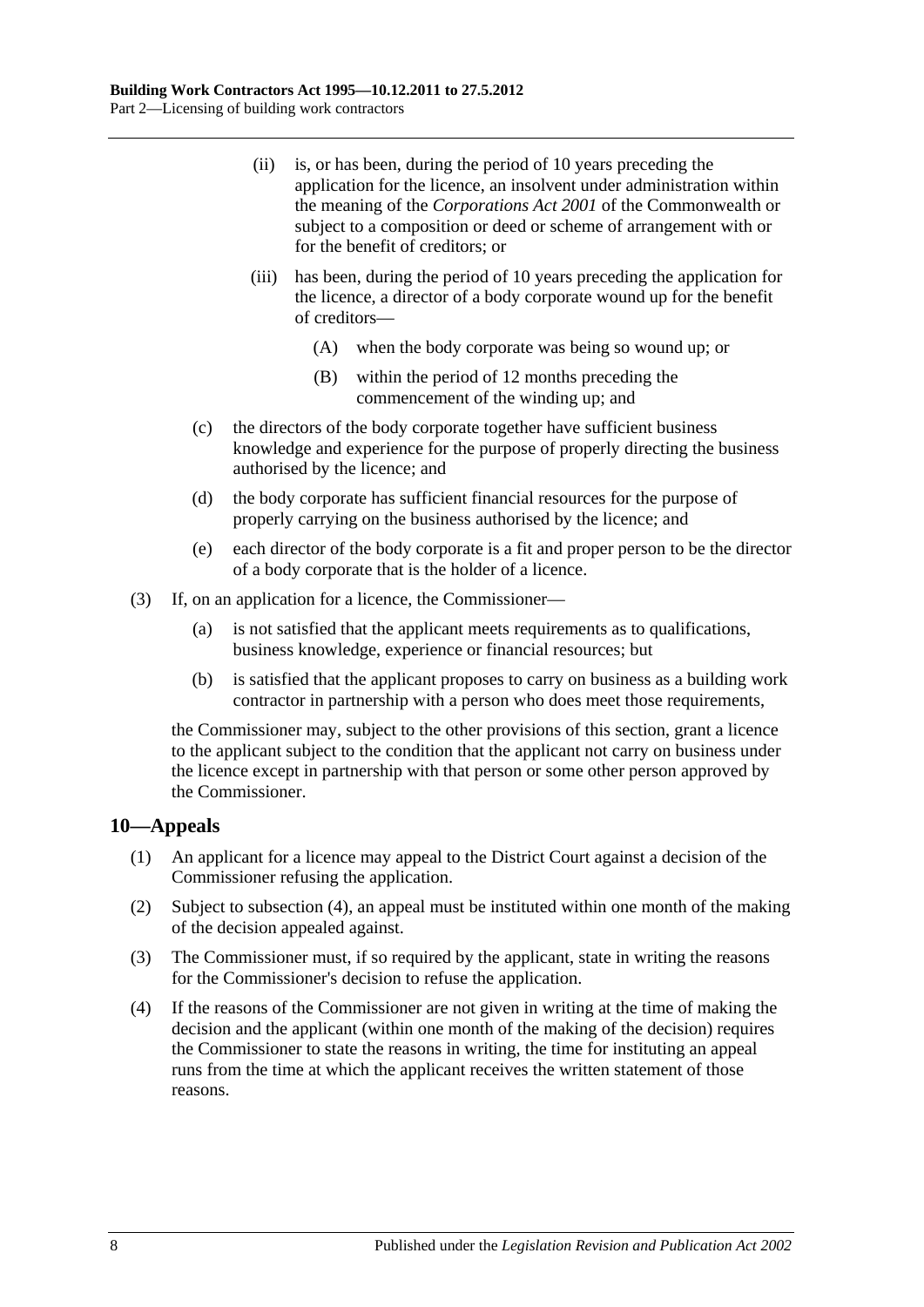(ii) is, or has been, during the period of 10 years preceding the application for the licence, an insolvent under administration within the meaning of the *Corporations Act 2001* of the Commonwealth or subject to a composition or deed or scheme of arrangement with or for the benefit of creditors; or

(iii) has been, during the period of 10 years preceding the application for the licence, a director of a body corporate wound up for the benefit of creditors—

(A) when the body corporate was being so wound up; or

(B) within the period of 12 months preceding the commencement of the winding up; and

(c) the directors of the body corporate together have sufficient business knowledge and experience for the purpose of properly directing the business authorised by the licence; and

(d) the body corporate has sufficient financial resources for the purpose of properly carrying on the business authorised by the licence; and

(e) each director of the body corporate is a fit and proper person to be the director of a body corporate that is the holder of a licence.

(3) If, on an application for a licence, the Commissioner—

(a) is not satisfied that the applicant meets requirements as to qualifications, business knowledge, experience or financial resources; but

(b) is satisfied that the applicant proposes to carry on business as a building work contractor in partnership with a person who does meet those requirements,

the Commissioner may, subject to the other provisions of this section, grant a licence to the applicant subject to the condition that the applicant not carry on business under the licence except in partnership with that person or some other person approved by the Commissioner.

## 10—Appeals

(1) An applicant for a licence may appeal to the District Court against a decision of the Commissioner refusing the application.

(2) Subject to subsection (4), an appeal must be instituted within one month of the making of the decision appealed against.

(3) The Commissioner must, if so required by the applicant, state in writing the reasons for the Commissioner's decision to refuse the application.

(4) If the reasons of the Commissioner are not given in writing at the time of making the decision and the applicant (within one month of the making of the decision) requires the Commissioner to state the reasons in writing, the time for instituting an appeal runs from the time at which the applicant receives the written statement of those reasons.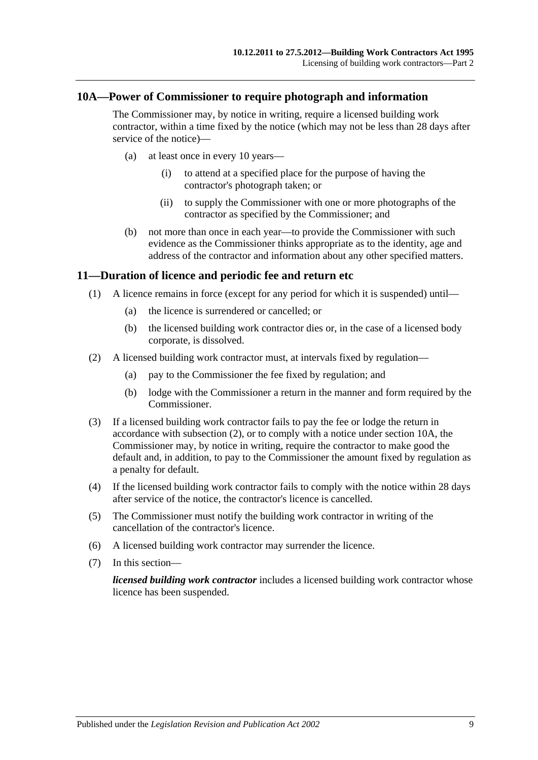## 10A—Power of Commissioner to require photograph and information

The Commissioner may, by notice in writing, require a licensed building work contractor, within a time fixed by the notice (which may not be less than 28 days after service of the notice)—

(a) at least once in every 10 years—

(i) to attend at a specified place for the purpose of having the contractor's photograph taken; or

(ii) to supply the Commissioner with one or more photographs of the contractor as specified by the Commissioner; and

(b) not more than once in each year—to provide the Commissioner with such evidence as the Commissioner thinks appropriate as to the identity, age and address of the contractor and information about any other specified matters.

## 11—Duration of licence and periodic fee and return etc

(1) A licence remains in force (except for any period for which it is suspended) until—

(a) the licence is surrendered or cancelled; or

(b) the licensed building work contractor dies or, in the case of a licensed body corporate, is dissolved.

(2) A licensed building work contractor must, at intervals fixed by regulation—

(a) pay to the Commissioner the fee fixed by regulation; and

(b) lodge with the Commissioner a return in the manner and form required by the Commissioner.

(3) If a licensed building work contractor fails to pay the fee or lodge the return in accordance with subsection (2), or to comply with a notice under section 10A, the Commissioner may, by notice in writing, require the contractor to make good the default and, in addition, to pay to the Commissioner the amount fixed by regulation as a penalty for default.

(4) If the licensed building work contractor fails to comply with the notice within 28 days after service of the notice, the contractor's licence is cancelled.

(5) The Commissioner must notify the building work contractor in writing of the cancellation of the contractor's licence.

(6) A licensed building work contractor may surrender the licence.

(7) In this section—

***licensed building work contractor*** includes a licensed building work contractor whose licence has been suspended.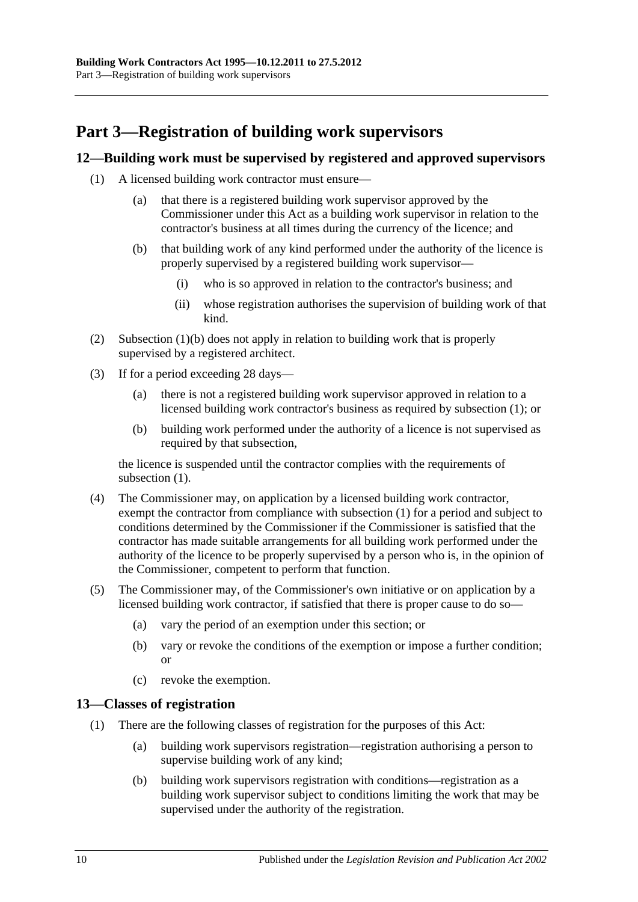# Part 3—Registration of building work supervisors

## 12—Building work must be supervised by registered and approved supervisors

(1) A licensed building work contractor must ensure—

(a) that there is a registered building work supervisor approved by the Commissioner under this Act as a building work supervisor in relation to the contractor's business at all times during the currency of the licence; and

(b) that building work of any kind performed under the authority of the licence is properly supervised by a registered building work supervisor—

(i) who is so approved in relation to the contractor's business; and

(ii) whose registration authorises the supervision of building work of that kind.

(2) Subsection (1)(b) does not apply in relation to building work that is properly supervised by a registered architect.

(3) If for a period exceeding 28 days—

(a) there is not a registered building work supervisor approved in relation to a licensed building work contractor's business as required by subsection (1); or

(b) building work performed under the authority of a licence is not supervised as required by that subsection,

the licence is suspended until the contractor complies with the requirements of subsection (1).

(4) The Commissioner may, on application by a licensed building work contractor, exempt the contractor from compliance with subsection (1) for a period and subject to conditions determined by the Commissioner if the Commissioner is satisfied that the contractor has made suitable arrangements for all building work performed under the authority of the licence to be properly supervised by a person who is, in the opinion of the Commissioner, competent to perform that function.

(5) The Commissioner may, of the Commissioner's own initiative or on application by a licensed building work contractor, if satisfied that there is proper cause to do so—

(a) vary the period of an exemption under this section; or

(b) vary or revoke the conditions of the exemption or impose a further condition; or

(c) revoke the exemption.

## 13—Classes of registration

(1) There are the following classes of registration for the purposes of this Act:

(a) building work supervisors registration—registration authorising a person to supervise building work of any kind;

(b) building work supervisors registration with conditions—registration as a building work supervisor subject to conditions limiting the work that may be supervised under the authority of the registration.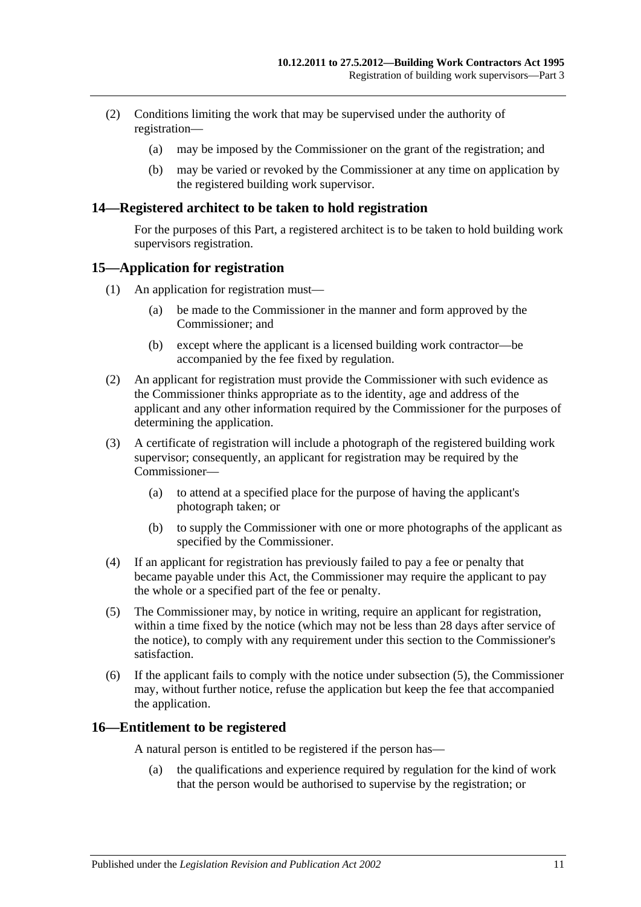(2) Conditions limiting the work that may be supervised under the authority of registration—

(a) may be imposed by the Commissioner on the grant of the registration; and

(b) may be varied or revoked by the Commissioner at any time on application by the registered building work supervisor.

## 14—Registered architect to be taken to hold registration

For the purposes of this Part, a registered architect is to be taken to hold building work supervisors registration.

## 15—Application for registration

(1) An application for registration must—

(a) be made to the Commissioner in the manner and form approved by the Commissioner; and

(b) except where the applicant is a licensed building work contractor—be accompanied by the fee fixed by regulation.

(2) An applicant for registration must provide the Commissioner with such evidence as the Commissioner thinks appropriate as to the identity, age and address of the applicant and any other information required by the Commissioner for the purposes of determining the application.

(3) A certificate of registration will include a photograph of the registered building work supervisor; consequently, an applicant for registration may be required by the Commissioner—

(a) to attend at a specified place for the purpose of having the applicant's photograph taken; or

(b) to supply the Commissioner with one or more photographs of the applicant as specified by the Commissioner.

(4) If an applicant for registration has previously failed to pay a fee or penalty that became payable under this Act, the Commissioner may require the applicant to pay the whole or a specified part of the fee or penalty.

(5) The Commissioner may, by notice in writing, require an applicant for registration, within a time fixed by the notice (which may not be less than 28 days after service of the notice), to comply with any requirement under this section to the Commissioner's satisfaction.

(6) If the applicant fails to comply with the notice under subsection (5), the Commissioner may, without further notice, refuse the application but keep the fee that accompanied the application.

## 16—Entitlement to be registered

A natural person is entitled to be registered if the person has—

(a) the qualifications and experience required by regulation for the kind of work that the person would be authorised to supervise by the registration; or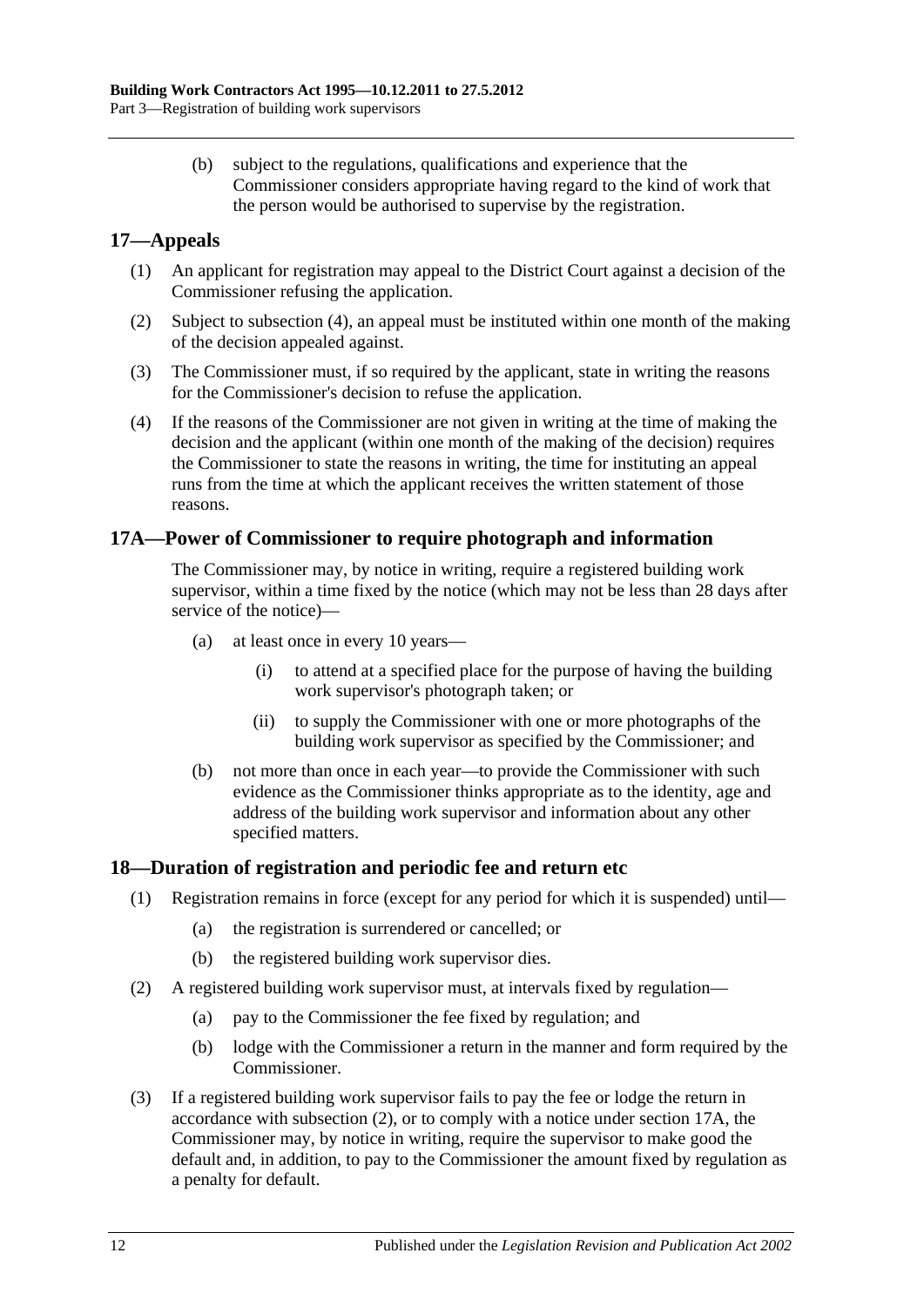(b) subject to the regulations, qualifications and experience that the Commissioner considers appropriate having regard to the kind of work that the person would be authorised to supervise by the registration.

## 17—Appeals

(1) An applicant for registration may appeal to the District Court against a decision of the Commissioner refusing the application.

(2) Subject to subsection (4), an appeal must be instituted within one month of the making of the decision appealed against.

(3) The Commissioner must, if so required by the applicant, state in writing the reasons for the Commissioner's decision to refuse the application.

(4) If the reasons of the Commissioner are not given in writing at the time of making the decision and the applicant (within one month of the making of the decision) requires the Commissioner to state the reasons in writing, the time for instituting an appeal runs from the time at which the applicant receives the written statement of those reasons.

## 17A—Power of Commissioner to require photograph and information

The Commissioner may, by notice in writing, require a registered building work supervisor, within a time fixed by the notice (which may not be less than 28 days after service of the notice)—

(a) at least once in every 10 years—

(i) to attend at a specified place for the purpose of having the building work supervisor's photograph taken; or

(ii) to supply the Commissioner with one or more photographs of the building work supervisor as specified by the Commissioner; and

(b) not more than once in each year—to provide the Commissioner with such evidence as the Commissioner thinks appropriate as to the identity, age and address of the building work supervisor and information about any other specified matters.

## 18—Duration of registration and periodic fee and return etc

(1) Registration remains in force (except for any period for which it is suspended) until—

(a) the registration is surrendered or cancelled; or

(b) the registered building work supervisor dies.

(2) A registered building work supervisor must, at intervals fixed by regulation—

(a) pay to the Commissioner the fee fixed by regulation; and

(b) lodge with the Commissioner a return in the manner and form required by the Commissioner.

(3) If a registered building work supervisor fails to pay the fee or lodge the return in accordance with subsection (2), or to comply with a notice under section 17A, the Commissioner may, by notice in writing, require the supervisor to make good the default and, in addition, to pay to the Commissioner the amount fixed by regulation as a penalty for default.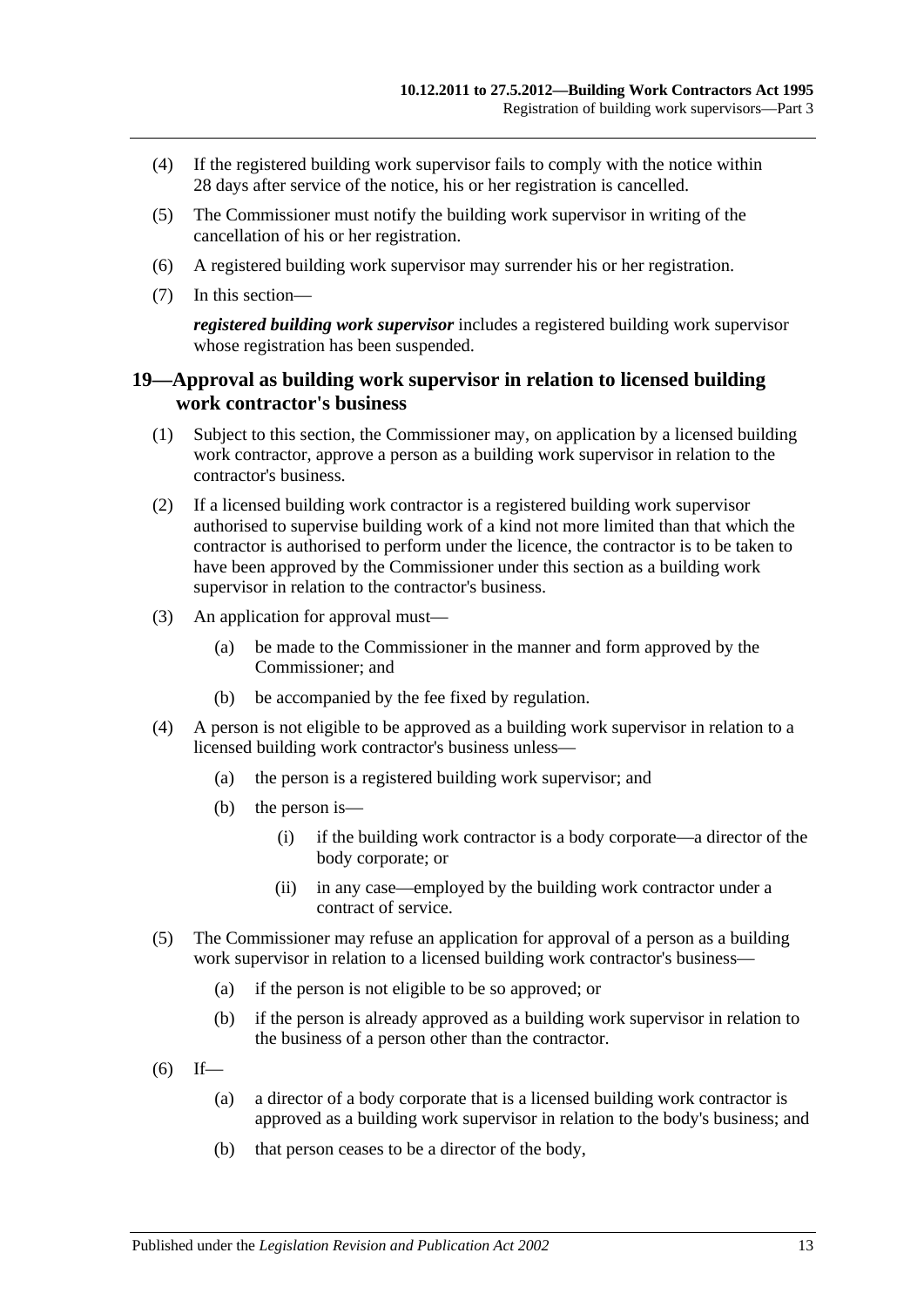(4) If the registered building work supervisor fails to comply with the notice within 28 days after service of the notice, his or her registration is cancelled.

(5) The Commissioner must notify the building work supervisor in writing of the cancellation of his or her registration.

(6) A registered building work supervisor may surrender his or her registration.

(7) In this section—

***registered building work supervisor*** includes a registered building work supervisor whose registration has been suspended.

## 19—Approval as building work supervisor in relation to licensed building work contractor's business

(1) Subject to this section, the Commissioner may, on application by a licensed building work contractor, approve a person as a building work supervisor in relation to the contractor's business.

(2) If a licensed building work contractor is a registered building work supervisor authorised to supervise building work of a kind not more limited than that which the contractor is authorised to perform under the licence, the contractor is to be taken to have been approved by the Commissioner under this section as a building work supervisor in relation to the contractor's business.

(3) An application for approval must—

- (a) be made to the Commissioner in the manner and form approved by the Commissioner; and
- (b) be accompanied by the fee fixed by regulation.

(4) A person is not eligible to be approved as a building work supervisor in relation to a licensed building work contractor's business unless—

- (a) the person is a registered building work supervisor; and
- (b) the person is—
  - (i) if the building work contractor is a body corporate—a director of the body corporate; or
  - (ii) in any case—employed by the building work contractor under a contract of service.

(5) The Commissioner may refuse an application for approval of a person as a building work supervisor in relation to a licensed building work contractor's business—

- (a) if the person is not eligible to be so approved; or
- (b) if the person is already approved as a building work supervisor in relation to the business of a person other than the contractor.

(6) If—

- (a) a director of a body corporate that is a licensed building work contractor is approved as a building work supervisor in relation to the body's business; and
- (b) that person ceases to be a director of the body,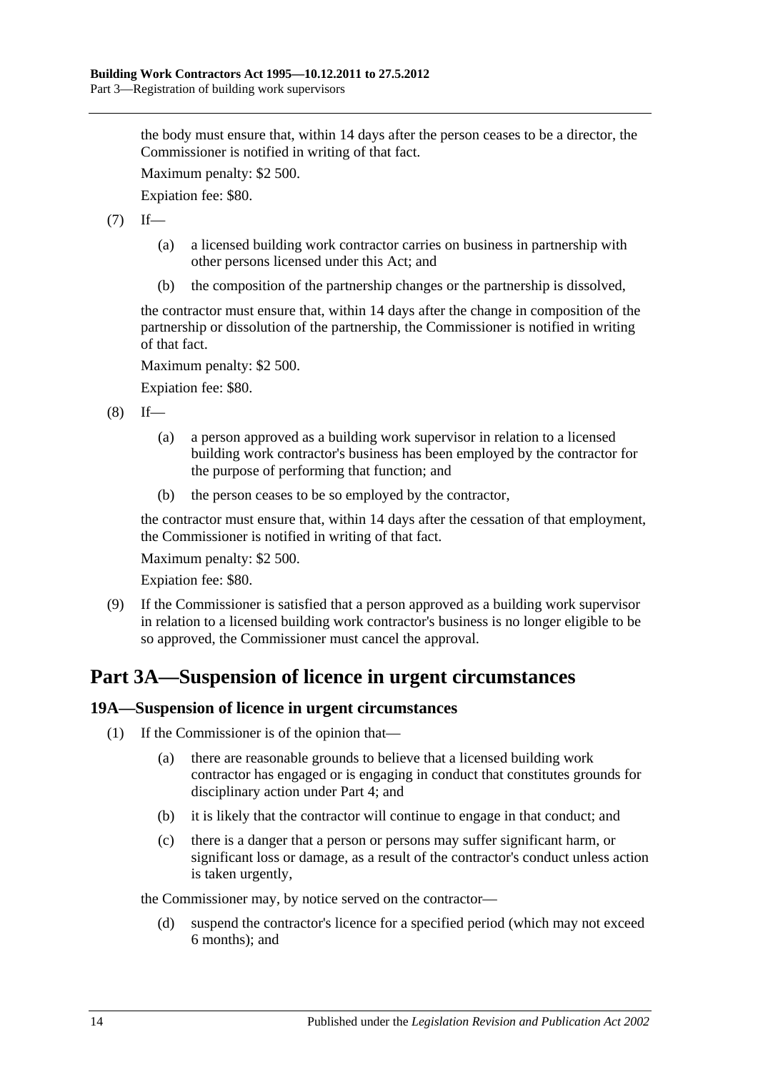the body must ensure that, within 14 days after the person ceases to be a director, the Commissioner is notified in writing of that fact.

Maximum penalty: $2 500.

Expiation fee: $80.

(7) If—

(a) a licensed building work contractor carries on business in partnership with other persons licensed under this Act; and

(b) the composition of the partnership changes or the partnership is dissolved,

the contractor must ensure that, within 14 days after the change in composition of the partnership or dissolution of the partnership, the Commissioner is notified in writing of that fact.

Maximum penalty: $2 500.

Expiation fee: $80.

(8) If—

(a) a person approved as a building work supervisor in relation to a licensed building work contractor's business has been employed by the contractor for the purpose of performing that function; and

(b) the person ceases to be so employed by the contractor,

the contractor must ensure that, within 14 days after the cessation of that employment, the Commissioner is notified in writing of that fact.

Maximum penalty: $2 500.

Expiation fee: $80.

(9) If the Commissioner is satisfied that a person approved as a building work supervisor in relation to a licensed building work contractor's business is no longer eligible to be so approved, the Commissioner must cancel the approval.

# Part 3A—Suspension of licence in urgent circumstances

## 19A—Suspension of licence in urgent circumstances

(1) If the Commissioner is of the opinion that—

(a) there are reasonable grounds to believe that a licensed building work contractor has engaged or is engaging in conduct that constitutes grounds for disciplinary action under Part 4; and

(b) it is likely that the contractor will continue to engage in that conduct; and

(c) there is a danger that a person or persons may suffer significant harm, or significant loss or damage, as a result of the contractor's conduct unless action is taken urgently,

the Commissioner may, by notice served on the contractor—

(d) suspend the contractor's licence for a specified period (which may not exceed 6 months); and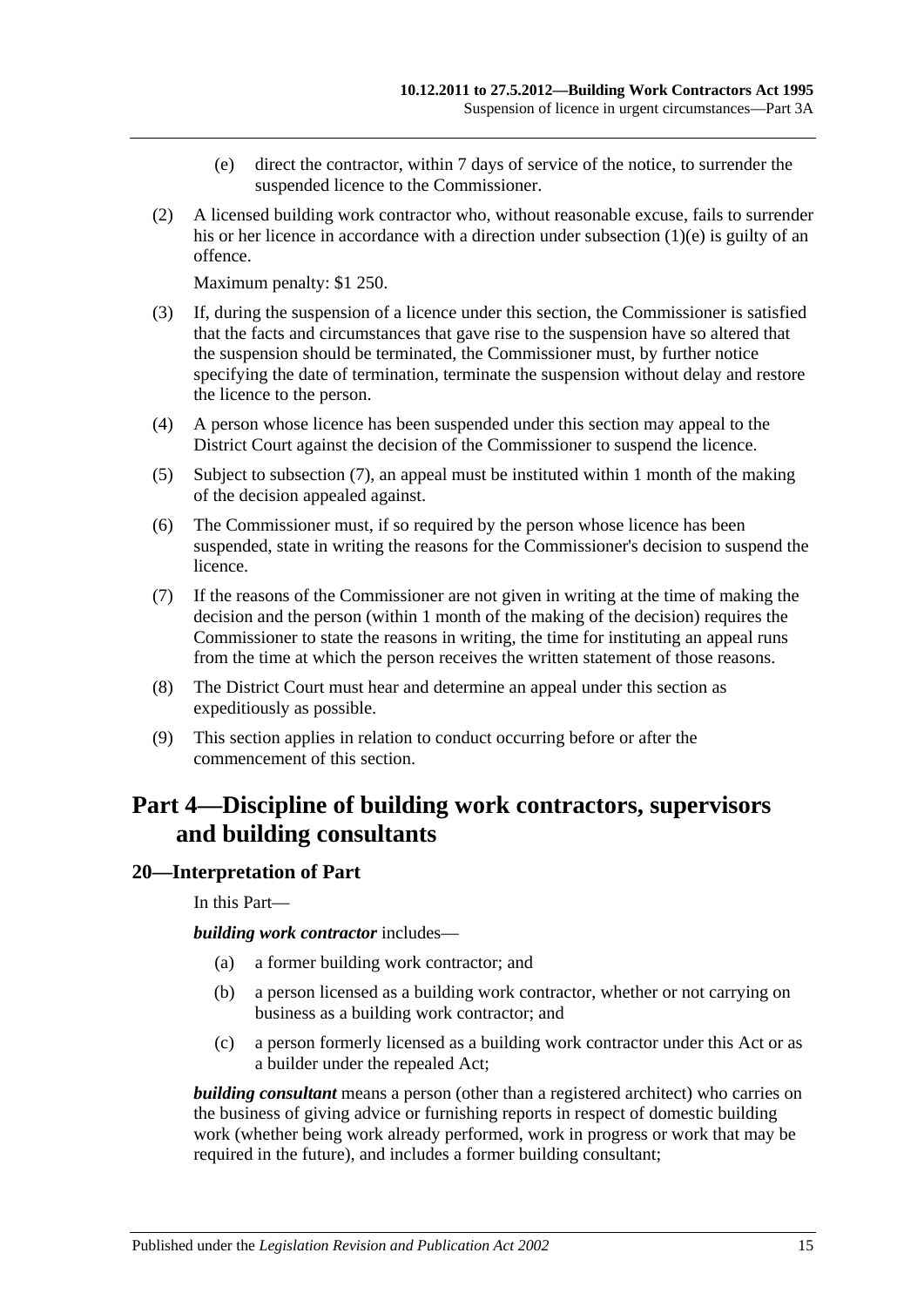(e) direct the contractor, within 7 days of service of the notice, to surrender the suspended licence to the Commissioner.

(2) A licensed building work contractor who, without reasonable excuse, fails to surrender his or her licence in accordance with a direction under subsection (1)(e) is guilty of an offence.

Maximum penalty: $1 250.

(3) If, during the suspension of a licence under this section, the Commissioner is satisfied that the facts and circumstances that gave rise to the suspension have so altered that the suspension should be terminated, the Commissioner must, by further notice specifying the date of termination, terminate the suspension without delay and restore the licence to the person.

(4) A person whose licence has been suspended under this section may appeal to the District Court against the decision of the Commissioner to suspend the licence.

(5) Subject to subsection (7), an appeal must be instituted within 1 month of the making of the decision appealed against.

(6) The Commissioner must, if so required by the person whose licence has been suspended, state in writing the reasons for the Commissioner's decision to suspend the licence.

(7) If the reasons of the Commissioner are not given in writing at the time of making the decision and the person (within 1 month of the making of the decision) requires the Commissioner to state the reasons in writing, the time for instituting an appeal runs from the time at which the person receives the written statement of those reasons.

(8) The District Court must hear and determine an appeal under this section as expeditiously as possible.

(9) This section applies in relation to conduct occurring before or after the commencement of this section.

# Part 4—Discipline of building work contractors, supervisors and building consultants

## 20—Interpretation of Part

In this Part—

***building work contractor*** includes—

(a) a former building work contractor; and

(b) a person licensed as a building work contractor, whether or not carrying on business as a building work contractor; and

(c) a person formerly licensed as a building work contractor under this Act or as a builder under the repealed Act;

***building consultant*** means a person (other than a registered architect) who carries on the business of giving advice or furnishing reports in respect of domestic building work (whether being work already performed, work in progress or work that may be required in the future), and includes a former building consultant;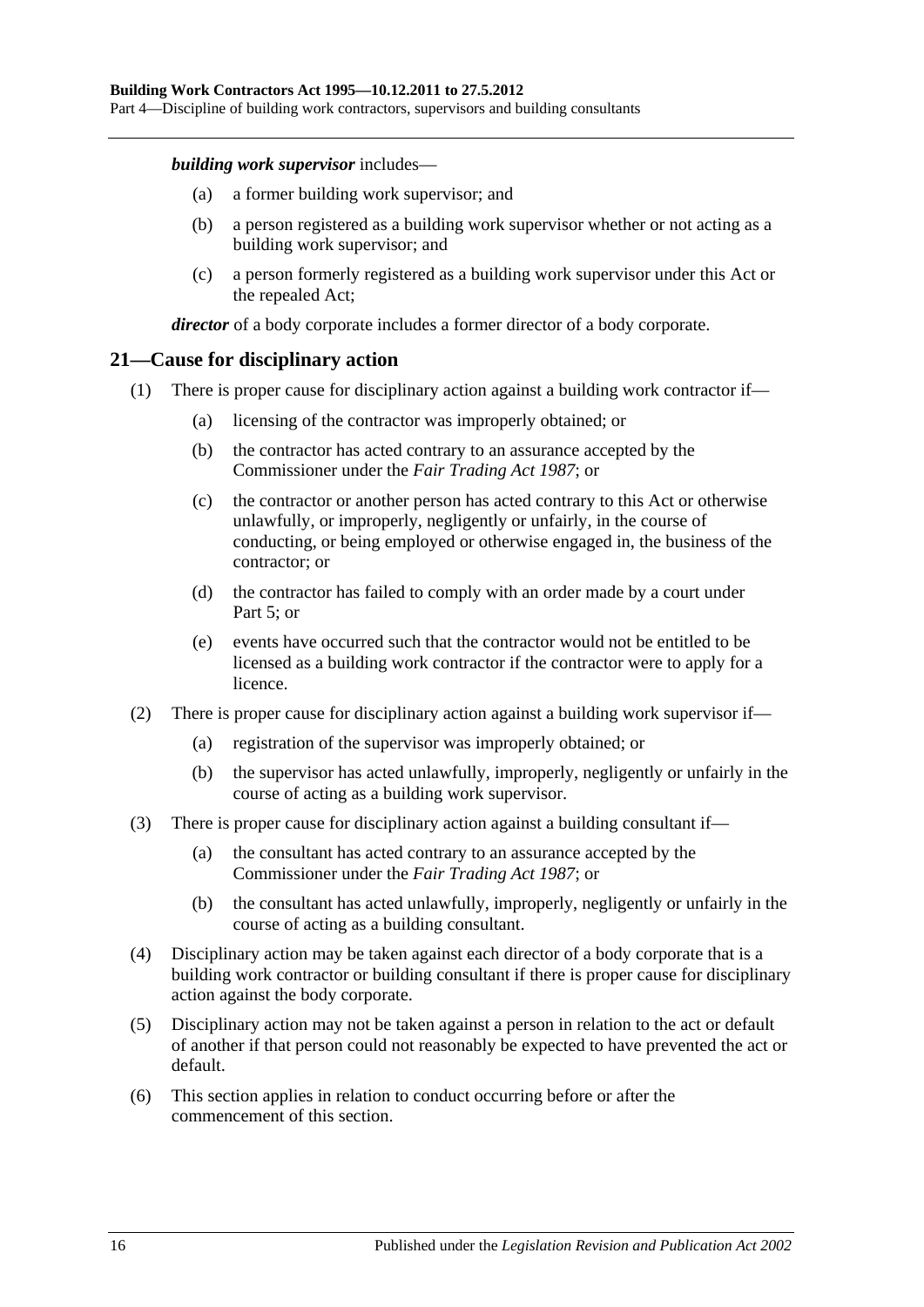***building work supervisor*** includes—

- (a) a former building work supervisor; and
- (b) a person registered as a building work supervisor whether or not acting as a building work supervisor; and
- (c) a person formerly registered as a building work supervisor under this Act or the repealed Act;

***director*** of a body corporate includes a former director of a body corporate.

## 21—Cause for disciplinary action

(1) There is proper cause for disciplinary action against a building work contractor if—

- (a) licensing of the contractor was improperly obtained; or
- (b) the contractor has acted contrary to an assurance accepted by the Commissioner under the *Fair Trading Act 1987*; or
- (c) the contractor or another person has acted contrary to this Act or otherwise unlawfully, or improperly, negligently or unfairly, in the course of conducting, or being employed or otherwise engaged in, the business of the contractor; or
- (d) the contractor has failed to comply with an order made by a court under Part 5; or
- (e) events have occurred such that the contractor would not be entitled to be licensed as a building work contractor if the contractor were to apply for a licence.

(2) There is proper cause for disciplinary action against a building work supervisor if—

- (a) registration of the supervisor was improperly obtained; or
- (b) the supervisor has acted unlawfully, improperly, negligently or unfairly in the course of acting as a building work supervisor.

(3) There is proper cause for disciplinary action against a building consultant if—

- (a) the consultant has acted contrary to an assurance accepted by the Commissioner under the *Fair Trading Act 1987*; or
- (b) the consultant has acted unlawfully, improperly, negligently or unfairly in the course of acting as a building consultant.

(4) Disciplinary action may be taken against each director of a body corporate that is a building work contractor or building consultant if there is proper cause for disciplinary action against the body corporate.

(5) Disciplinary action may not be taken against a person in relation to the act or default of another if that person could not reasonably be expected to have prevented the act or default.

(6) This section applies in relation to conduct occurring before or after the commencement of this section.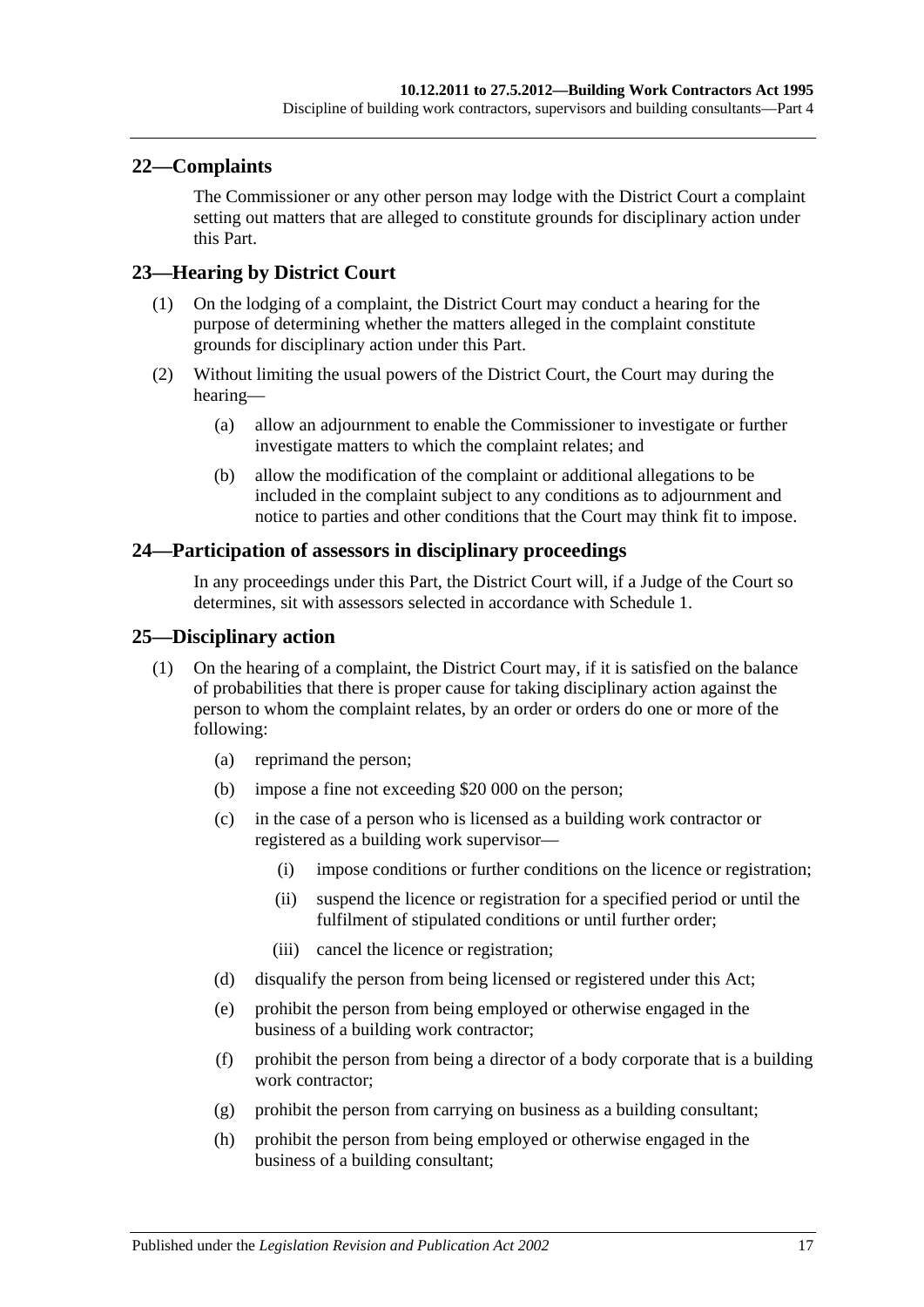## 22—Complaints

The Commissioner or any other person may lodge with the District Court a complaint setting out matters that are alleged to constitute grounds for disciplinary action under this Part.

## 23—Hearing by District Court

(1) On the lodging of a complaint, the District Court may conduct a hearing for the purpose of determining whether the matters alleged in the complaint constitute grounds for disciplinary action under this Part.

(2) Without limiting the usual powers of the District Court, the Court may during the hearing—

(a) allow an adjournment to enable the Commissioner to investigate or further investigate matters to which the complaint relates; and

(b) allow the modification of the complaint or additional allegations to be included in the complaint subject to any conditions as to adjournment and notice to parties and other conditions that the Court may think fit to impose.

## 24—Participation of assessors in disciplinary proceedings

In any proceedings under this Part, the District Court will, if a Judge of the Court so determines, sit with assessors selected in accordance with Schedule 1.

## 25—Disciplinary action

(1) On the hearing of a complaint, the District Court may, if it is satisfied on the balance of probabilities that there is proper cause for taking disciplinary action against the person to whom the complaint relates, by an order or orders do one or more of the following:

(a) reprimand the person;

(b) impose a fine not exceeding $20 000 on the person;

(c) in the case of a person who is licensed as a building work contractor or registered as a building work supervisor—

(i) impose conditions or further conditions on the licence or registration;

(ii) suspend the licence or registration for a specified period or until the fulfilment of stipulated conditions or until further order;

(iii) cancel the licence or registration;

(d) disqualify the person from being licensed or registered under this Act;

(e) prohibit the person from being employed or otherwise engaged in the business of a building work contractor;

(f) prohibit the person from being a director of a body corporate that is a building work contractor;

(g) prohibit the person from carrying on business as a building consultant;

(h) prohibit the person from being employed or otherwise engaged in the business of a building consultant;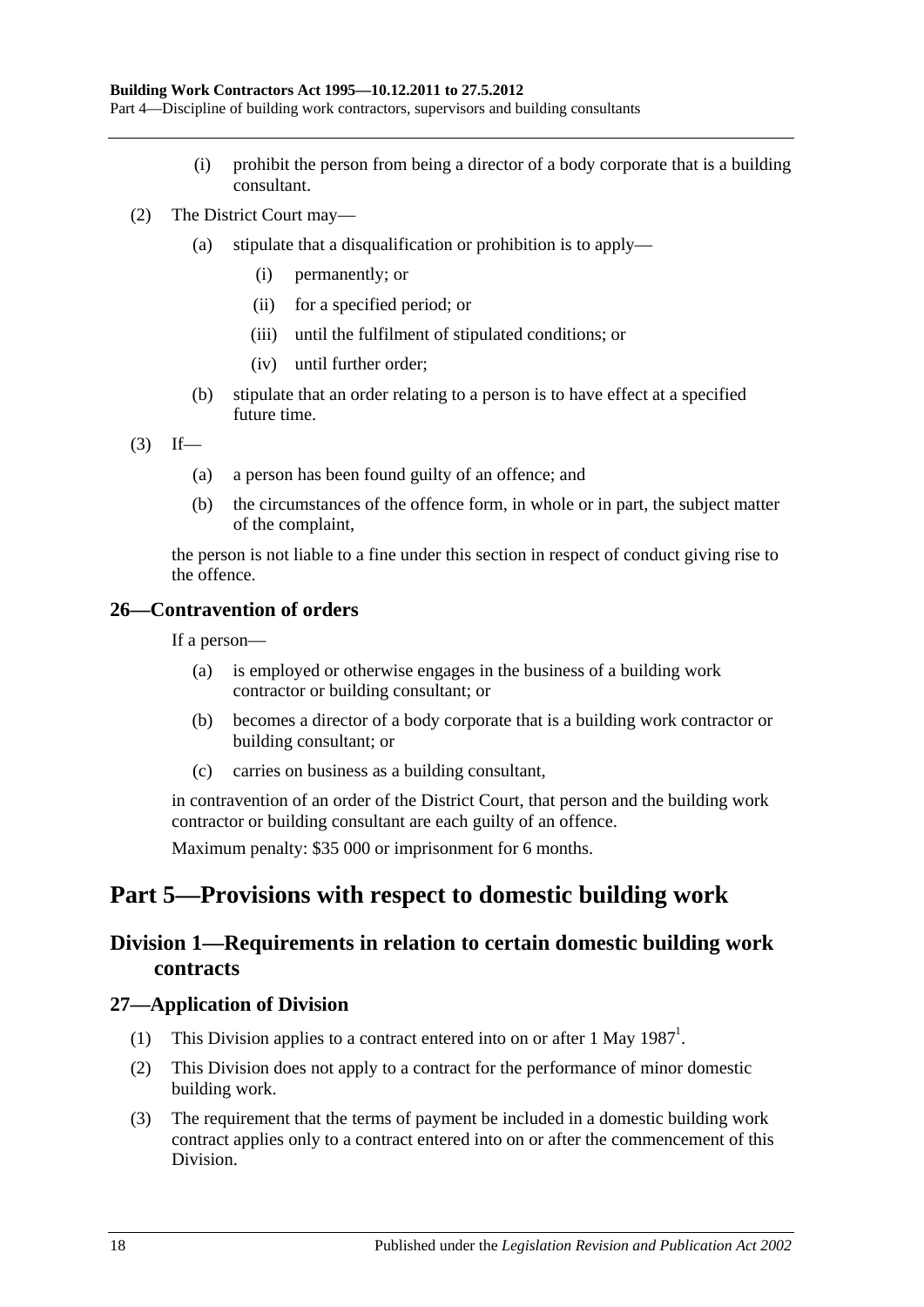(i) prohibit the person from being a director of a body corporate that is a building consultant.

(2) The District Court may—

(a) stipulate that a disqualification or prohibition is to apply—

(i) permanently; or

(ii) for a specified period; or

(iii) until the fulfilment of stipulated conditions; or

(iv) until further order;

(b) stipulate that an order relating to a person is to have effect at a specified future time.

(3) If—

(a) a person has been found guilty of an offence; and

(b) the circumstances of the offence form, in whole or in part, the subject matter of the complaint,

the person is not liable to a fine under this section in respect of conduct giving rise to the offence.

### 26—Contravention of orders

If a person—

(a) is employed or otherwise engages in the business of a building work contractor or building consultant; or

(b) becomes a director of a body corporate that is a building work contractor or building consultant; or

(c) carries on business as a building consultant,

in contravention of an order of the District Court, that person and the building work contractor or building consultant are each guilty of an offence.

Maximum penalty: $35 000 or imprisonment for 6 months.

# Part 5—Provisions with respect to domestic building work

## Division 1—Requirements in relation to certain domestic building work contracts

### 27—Application of Division

(1) This Division applies to a contract entered into on or after 1 May 1987[1].

(2) This Division does not apply to a contract for the performance of minor domestic building work.

(3) The requirement that the terms of payment be included in a domestic building work contract applies only to a contract entered into on or after the commencement of this Division.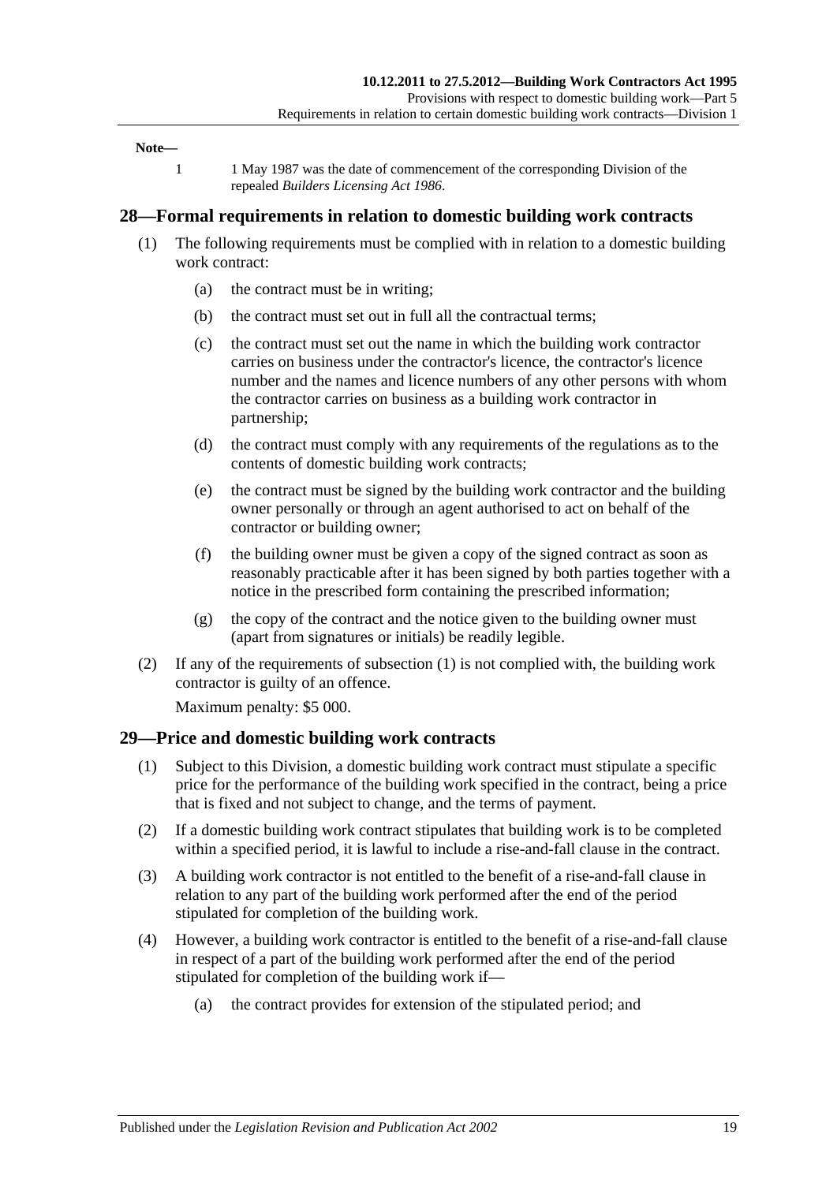**Note—**

1 1 May 1987 was the date of commencement of the corresponding Division of the repealed *Builders Licensing Act 1986*.

## 28—Formal requirements in relation to domestic building work contracts

(1) The following requirements must be complied with in relation to a domestic building work contract:

(a) the contract must be in writing;

(b) the contract must set out in full all the contractual terms;

(c) the contract must set out the name in which the building work contractor carries on business under the contractor's licence, the contractor's licence number and the names and licence numbers of any other persons with whom the contractor carries on business as a building work contractor in partnership;

(d) the contract must comply with any requirements of the regulations as to the contents of domestic building work contracts;

(e) the contract must be signed by the building work contractor and the building owner personally or through an agent authorised to act on behalf of the contractor or building owner;

(f) the building owner must be given a copy of the signed contract as soon as reasonably practicable after it has been signed by both parties together with a notice in the prescribed form containing the prescribed information;

(g) the copy of the contract and the notice given to the building owner must (apart from signatures or initials) be readily legible.

(2) If any of the requirements of subsection (1) is not complied with, the building work contractor is guilty of an offence.

Maximum penalty: $5 000.

## 29—Price and domestic building work contracts

(1) Subject to this Division, a domestic building work contract must stipulate a specific price for the performance of the building work specified in the contract, being a price that is fixed and not subject to change, and the terms of payment.

(2) If a domestic building work contract stipulates that building work is to be completed within a specified period, it is lawful to include a rise-and-fall clause in the contract.

(3) A building work contractor is not entitled to the benefit of a rise-and-fall clause in relation to any part of the building work performed after the end of the period stipulated for completion of the building work.

(4) However, a building work contractor is entitled to the benefit of a rise-and-fall clause in respect of a part of the building work performed after the end of the period stipulated for completion of the building work if—

(a) the contract provides for extension of the stipulated period; and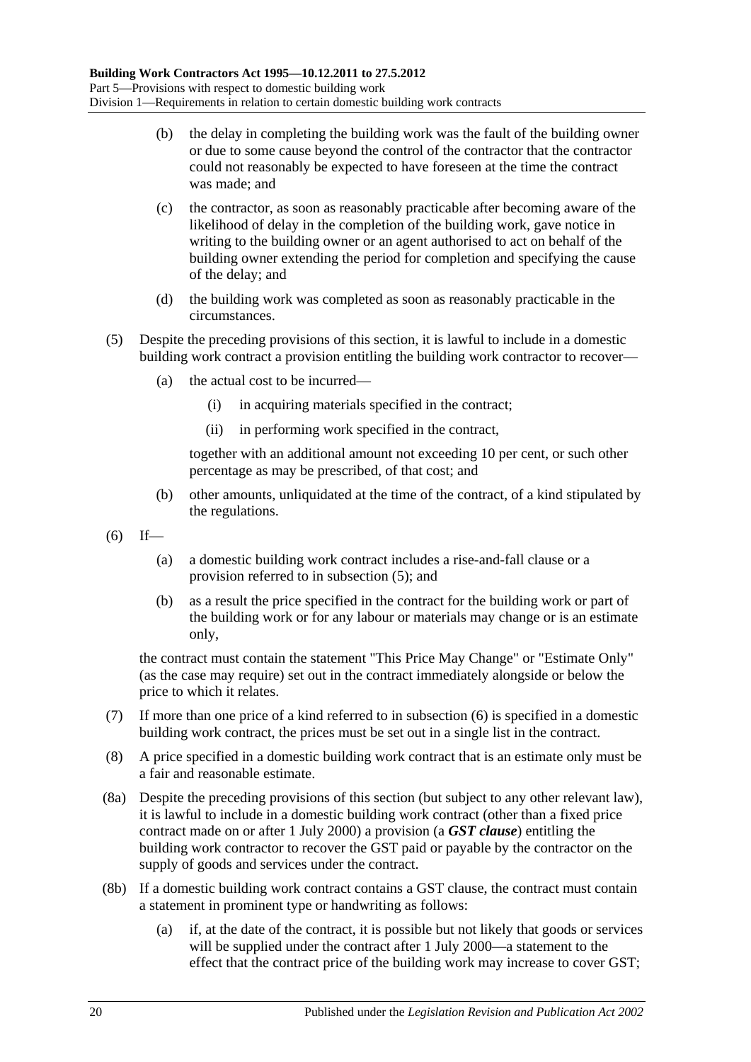(b) the delay in completing the building work was the fault of the building owner or due to some cause beyond the control of the contractor that the contractor could not reasonably be expected to have foreseen at the time the contract was made; and

(c) the contractor, as soon as reasonably practicable after becoming aware of the likelihood of delay in the completion of the building work, gave notice in writing to the building owner or an agent authorised to act on behalf of the building owner extending the period for completion and specifying the cause of the delay; and

(d) the building work was completed as soon as reasonably practicable in the circumstances.

(5) Despite the preceding provisions of this section, it is lawful to include in a domestic building work contract a provision entitling the building work contractor to recover—

(a) the actual cost to be incurred—

(i) in acquiring materials specified in the contract;

(ii) in performing work specified in the contract,

together with an additional amount not exceeding 10 per cent, or such other percentage as may be prescribed, of that cost; and

(b) other amounts, unliquidated at the time of the contract, of a kind stipulated by the regulations.

(6) If—

(a) a domestic building work contract includes a rise-and-fall clause or a provision referred to in subsection (5); and

(b) as a result the price specified in the contract for the building work or part of the building work or for any labour or materials may change or is an estimate only,

the contract must contain the statement "This Price May Change" or "Estimate Only" (as the case may require) set out in the contract immediately alongside or below the price to which it relates.

(7) If more than one price of a kind referred to in subsection (6) is specified in a domestic building work contract, the prices must be set out in a single list in the contract.

(8) A price specified in a domestic building work contract that is an estimate only must be a fair and reasonable estimate.

(8a) Despite the preceding provisions of this section (but subject to any other relevant law), it is lawful to include in a domestic building work contract (other than a fixed price contract made on or after 1 July 2000) a provision (a ***GST clause***) entitling the building work contractor to recover the GST paid or payable by the contractor on the supply of goods and services under the contract.

(8b) If a domestic building work contract contains a GST clause, the contract must contain a statement in prominent type or handwriting as follows:

(a) if, at the date of the contract, it is possible but not likely that goods or services will be supplied under the contract after 1 July 2000—a statement to the effect that the contract price of the building work may increase to cover GST;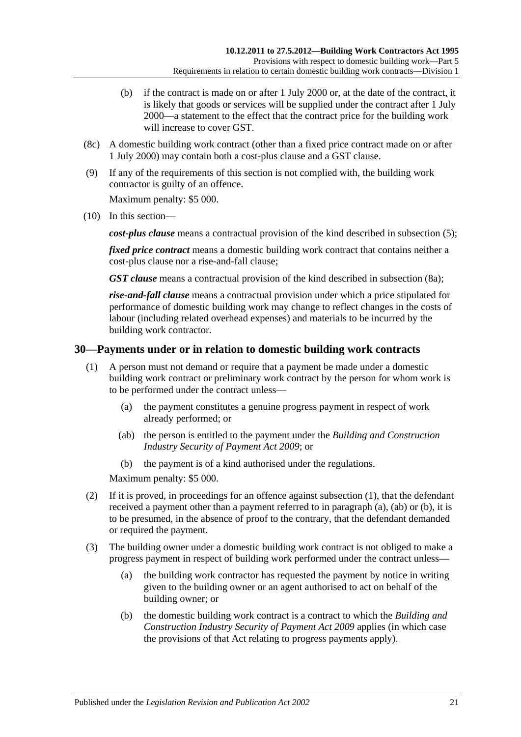(b) if the contract is made on or after 1 July 2000 or, at the date of the contract, it is likely that goods or services will be supplied under the contract after 1 July 2000—a statement to the effect that the contract price for the building work will increase to cover GST.

(8c) A domestic building work contract (other than a fixed price contract made on or after 1 July 2000) may contain both a cost-plus clause and a GST clause.

(9) If any of the requirements of this section is not complied with, the building work contractor is guilty of an offence.

Maximum penalty: $5 000.

(10) In this section—

***cost-plus clause*** means a contractual provision of the kind described in subsection (5);

***fixed price contract*** means a domestic building work contract that contains neither a cost-plus clause nor a rise-and-fall clause;

***GST clause*** means a contractual provision of the kind described in subsection (8a);

***rise-and-fall clause*** means a contractual provision under which a price stipulated for performance of domestic building work may change to reflect changes in the costs of labour (including related overhead expenses) and materials to be incurred by the building work contractor.

## 30—Payments under or in relation to domestic building work contracts

(1) A person must not demand or require that a payment be made under a domestic building work contract or preliminary work contract by the person for whom work is to be performed under the contract unless—

(a) the payment constitutes a genuine progress payment in respect of work already performed; or

(ab) the person is entitled to the payment under the *Building and Construction Industry Security of Payment Act 2009*; or

(b) the payment is of a kind authorised under the regulations.

Maximum penalty: $5 000.

(2) If it is proved, in proceedings for an offence against subsection (1), that the defendant received a payment other than a payment referred to in paragraph (a), (ab) or (b), it is to be presumed, in the absence of proof to the contrary, that the defendant demanded or required the payment.

(3) The building owner under a domestic building work contract is not obliged to make a progress payment in respect of building work performed under the contract unless—

(a) the building work contractor has requested the payment by notice in writing given to the building owner or an agent authorised to act on behalf of the building owner; or

(b) the domestic building work contract is a contract to which the *Building and Construction Industry Security of Payment Act 2009* applies (in which case the provisions of that Act relating to progress payments apply).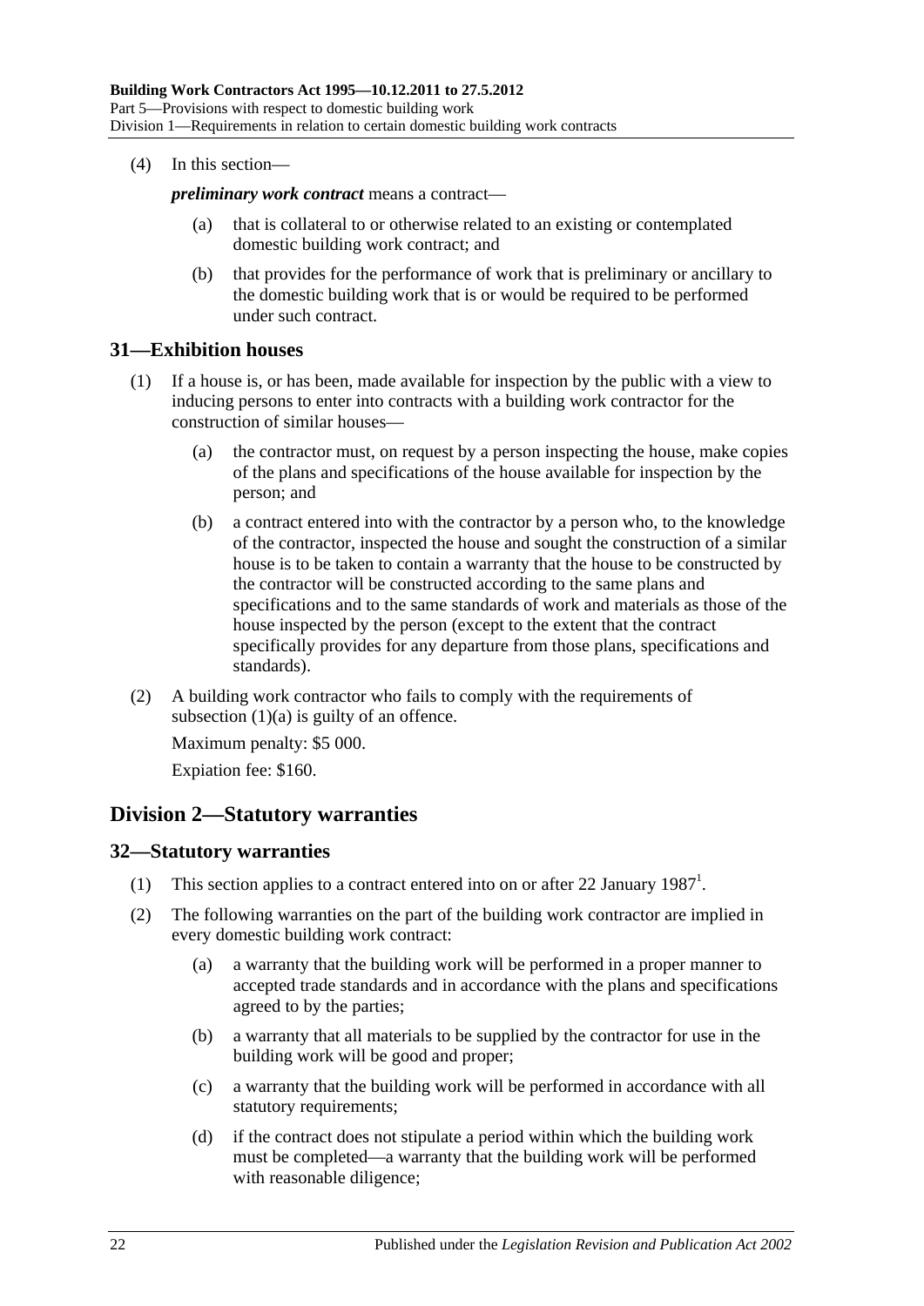(4) In this section—

***preliminary work contract*** means a contract—

(a) that is collateral to or otherwise related to an existing or contemplated domestic building work contract; and

(b) that provides for the performance of work that is preliminary or ancillary to the domestic building work that is or would be required to be performed under such contract.

## 31—Exhibition houses

(1) If a house is, or has been, made available for inspection by the public with a view to inducing persons to enter into contracts with a building work contractor for the construction of similar houses—

(a) the contractor must, on request by a person inspecting the house, make copies of the plans and specifications of the house available for inspection by the person; and

(b) a contract entered into with the contractor by a person who, to the knowledge of the contractor, inspected the house and sought the construction of a similar house is to be taken to contain a warranty that the house to be constructed by the contractor will be constructed according to the same plans and specifications and to the same standards of work and materials as those of the house inspected by the person (except to the extent that the contract specifically provides for any departure from those plans, specifications and standards).

(2) A building work contractor who fails to comply with the requirements of subsection (1)(a) is guilty of an offence.

Maximum penalty: $5 000.

Expiation fee: $160.

# Division 2—Statutory warranties

## 32—Statutory warranties

(1) This section applies to a contract entered into on or after 22 January 1987[1].

(2) The following warranties on the part of the building work contractor are implied in every domestic building work contract:

(a) a warranty that the building work will be performed in a proper manner to accepted trade standards and in accordance with the plans and specifications agreed to by the parties;

(b) a warranty that all materials to be supplied by the contractor for use in the building work will be good and proper;

(c) a warranty that the building work will be performed in accordance with all statutory requirements;

(d) if the contract does not stipulate a period within which the building work must be completed—a warranty that the building work will be performed with reasonable diligence;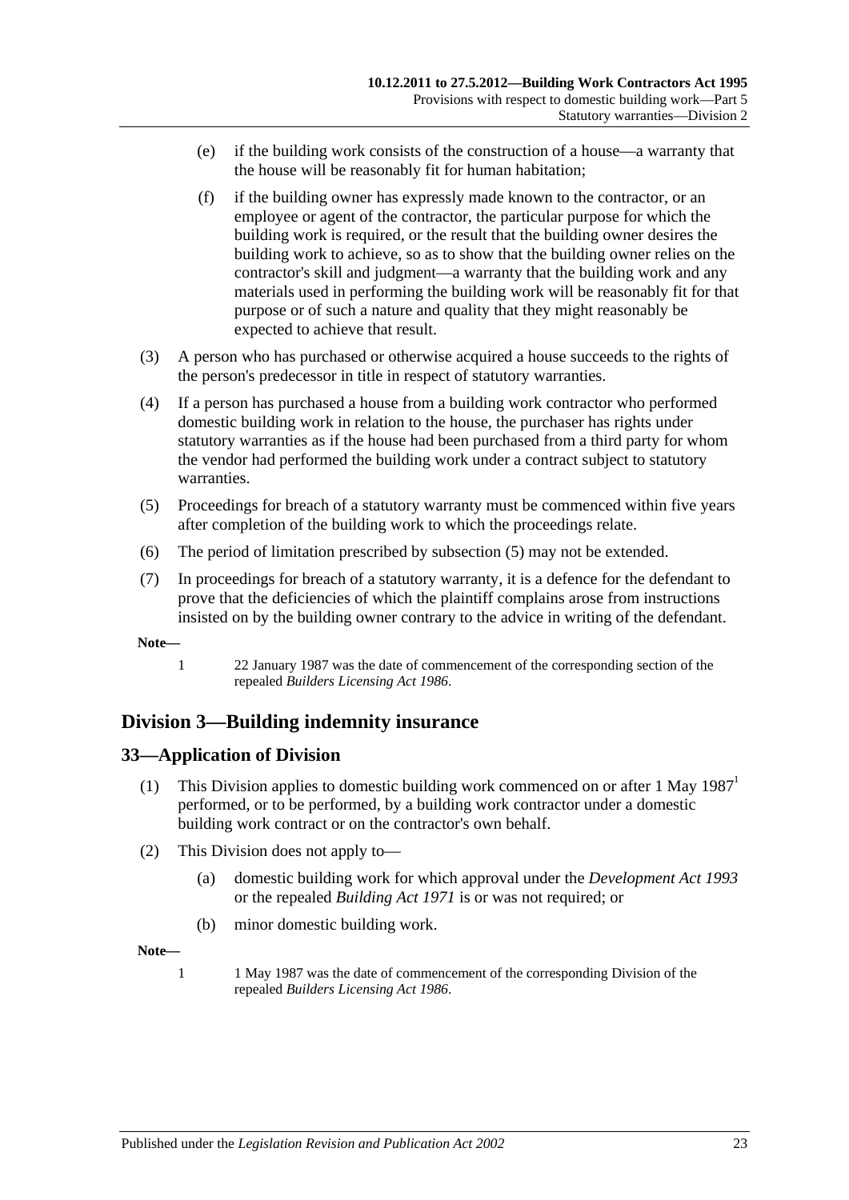(e) if the building work consists of the construction of a house—a warranty that the house will be reasonably fit for human habitation;

(f) if the building owner has expressly made known to the contractor, or an employee or agent of the contractor, the particular purpose for which the building work is required, or the result that the building owner desires the building work to achieve, so as to show that the building owner relies on the contractor's skill and judgment—a warranty that the building work and any materials used in performing the building work will be reasonably fit for that purpose or of such a nature and quality that they might reasonably be expected to achieve that result.

(3) A person who has purchased or otherwise acquired a house succeeds to the rights of the person's predecessor in title in respect of statutory warranties.

(4) If a person has purchased a house from a building work contractor who performed domestic building work in relation to the house, the purchaser has rights under statutory warranties as if the house had been purchased from a third party for whom the vendor had performed the building work under a contract subject to statutory warranties.

(5) Proceedings for breach of a statutory warranty must be commenced within five years after completion of the building work to which the proceedings relate.

(6) The period of limitation prescribed by subsection (5) may not be extended.

(7) In proceedings for breach of a statutory warranty, it is a defence for the defendant to prove that the deficiencies of which the plaintiff complains arose from instructions insisted on by the building owner contrary to the advice in writing of the defendant.

**Note—**

1 22 January 1987 was the date of commencement of the corresponding section of the repealed *Builders Licensing Act 1986*.

## Division 3—Building indemnity insurance

### 33—Application of Division

(1) This Division applies to domestic building work commenced on or after 1 May 1987[1] performed, or to be performed, by a building work contractor under a domestic building work contract or on the contractor's own behalf.

(2) This Division does not apply to—

(a) domestic building work for which approval under the *Development Act 1993* or the repealed *Building Act 1971* is or was not required; or

(b) minor domestic building work.

**Note—**

1 1 May 1987 was the date of commencement of the corresponding Division of the repealed *Builders Licensing Act 1986*.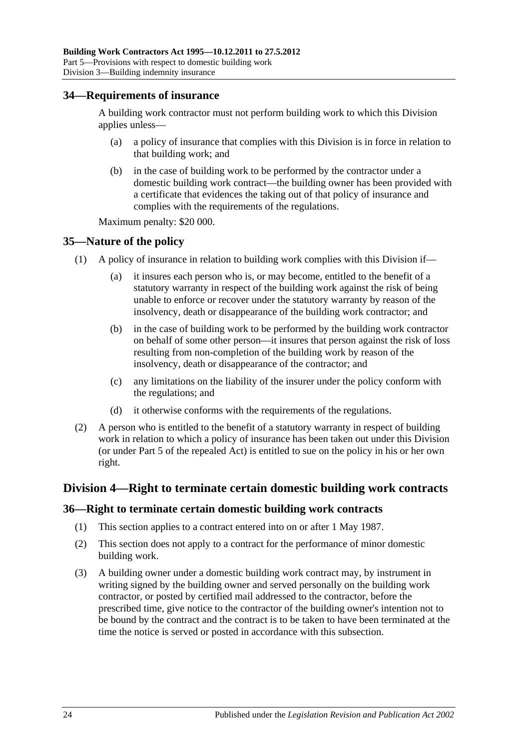## 34—Requirements of insurance

A building work contractor must not perform building work to which this Division applies unless—

(a) a policy of insurance that complies with this Division is in force in relation to that building work; and

(b) in the case of building work to be performed by the contractor under a domestic building work contract—the building owner has been provided with a certificate that evidences the taking out of that policy of insurance and complies with the requirements of the regulations.

Maximum penalty: $20 000.

## 35—Nature of the policy

(1) A policy of insurance in relation to building work complies with this Division if—

(a) it insures each person who is, or may become, entitled to the benefit of a statutory warranty in respect of the building work against the risk of being unable to enforce or recover under the statutory warranty by reason of the insolvency, death or disappearance of the building work contractor; and

(b) in the case of building work to be performed by the building work contractor on behalf of some other person—it insures that person against the risk of loss resulting from non-completion of the building work by reason of the insolvency, death or disappearance of the contractor; and

(c) any limitations on the liability of the insurer under the policy conform with the regulations; and

(d) it otherwise conforms with the requirements of the regulations.

(2) A person who is entitled to the benefit of a statutory warranty in respect of building work in relation to which a policy of insurance has been taken out under this Division (or under Part 5 of the repealed Act) is entitled to sue on the policy in his or her own right.

# Division 4—Right to terminate certain domestic building work contracts

## 36—Right to terminate certain domestic building work contracts

(1) This section applies to a contract entered into on or after 1 May 1987.

(2) This section does not apply to a contract for the performance of minor domestic building work.

(3) A building owner under a domestic building work contract may, by instrument in writing signed by the building owner and served personally on the building work contractor, or posted by certified mail addressed to the contractor, before the prescribed time, give notice to the contractor of the building owner's intention not to be bound by the contract and the contract is to be taken to have been terminated at the time the notice is served or posted in accordance with this subsection.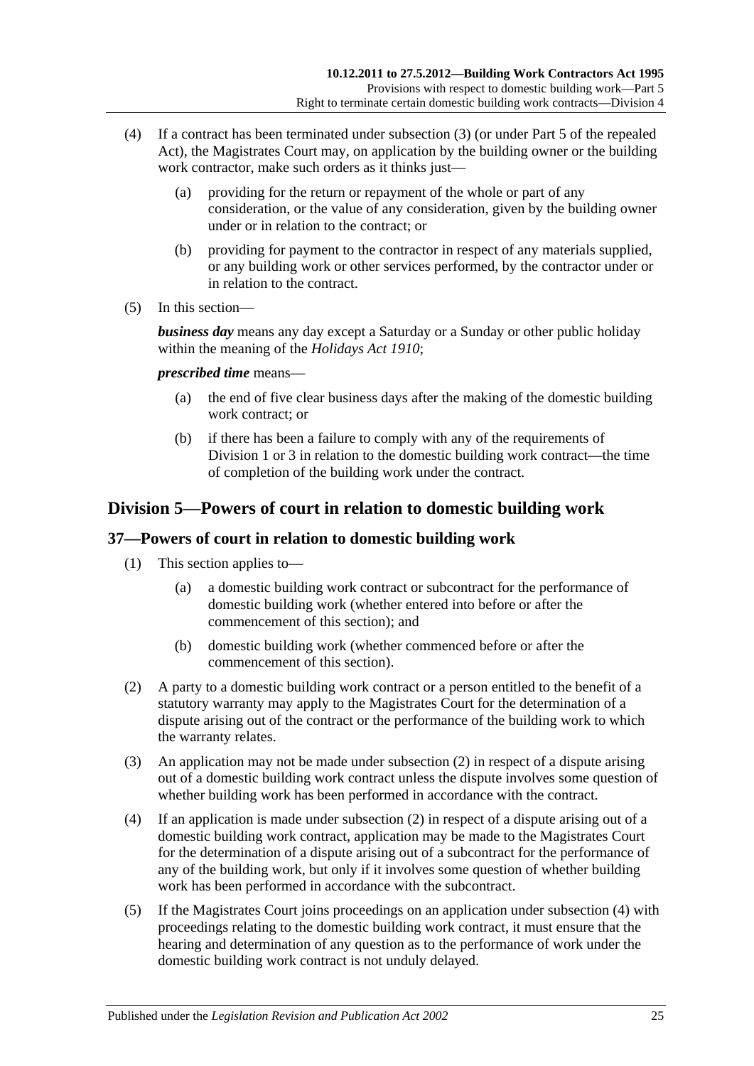(4) If a contract has been terminated under subsection (3) (or under Part 5 of the repealed Act), the Magistrates Court may, on application by the building owner or the building work contractor, make such orders as it thinks just—

(a) providing for the return or repayment of the whole or part of any consideration, or the value of any consideration, given by the building owner under or in relation to the contract; or

(b) providing for payment to the contractor in respect of any materials supplied, or any building work or other services performed, by the contractor under or in relation to the contract.

(5) In this section—

***business day*** means any day except a Saturday or a Sunday or other public holiday within the meaning of the *Holidays Act 1910*;

***prescribed time*** means—

(a) the end of five clear business days after the making of the domestic building work contract; or

(b) if there has been a failure to comply with any of the requirements of Division 1 or 3 in relation to the domestic building work contract—the time of completion of the building work under the contract.

## Division 5—Powers of court in relation to domestic building work

### 37—Powers of court in relation to domestic building work

(1) This section applies to—

(a) a domestic building work contract or subcontract for the performance of domestic building work (whether entered into before or after the commencement of this section); and

(b) domestic building work (whether commenced before or after the commencement of this section).

(2) A party to a domestic building work contract or a person entitled to the benefit of a statutory warranty may apply to the Magistrates Court for the determination of a dispute arising out of the contract or the performance of the building work to which the warranty relates.

(3) An application may not be made under subsection (2) in respect of a dispute arising out of a domestic building work contract unless the dispute involves some question of whether building work has been performed in accordance with the contract.

(4) If an application is made under subsection (2) in respect of a dispute arising out of a domestic building work contract, application may be made to the Magistrates Court for the determination of a dispute arising out of a subcontract for the performance of any of the building work, but only if it involves some question of whether building work has been performed in accordance with the subcontract.

(5) If the Magistrates Court joins proceedings on an application under subsection (4) with proceedings relating to the domestic building work contract, it must ensure that the hearing and determination of any question as to the performance of work under the domestic building work contract is not unduly delayed.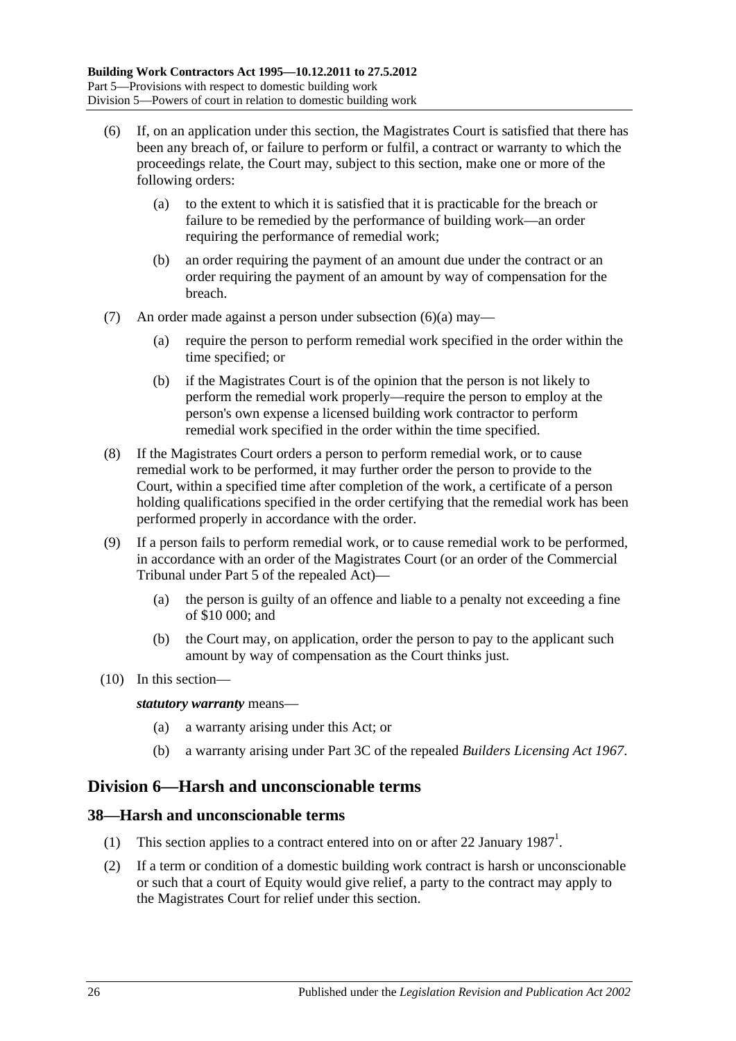(6) If, on an application under this section, the Magistrates Court is satisfied that there has been any breach of, or failure to perform or fulfil, a contract or warranty to which the proceedings relate, the Court may, subject to this section, make one or more of the following orders:

(a) to the extent to which it is satisfied that it is practicable for the breach or failure to be remedied by the performance of building work—an order requiring the performance of remedial work;

(b) an order requiring the payment of an amount due under the contract or an order requiring the payment of an amount by way of compensation for the breach.

(7) An order made against a person under subsection (6)(a) may—

(a) require the person to perform remedial work specified in the order within the time specified; or

(b) if the Magistrates Court is of the opinion that the person is not likely to perform the remedial work properly—require the person to employ at the person's own expense a licensed building work contractor to perform remedial work specified in the order within the time specified.

(8) If the Magistrates Court orders a person to perform remedial work, or to cause remedial work to be performed, it may further order the person to provide to the Court, within a specified time after completion of the work, a certificate of a person holding qualifications specified in the order certifying that the remedial work has been performed properly in accordance with the order.

(9) If a person fails to perform remedial work, or to cause remedial work to be performed, in accordance with an order of the Magistrates Court (or an order of the Commercial Tribunal under Part 5 of the repealed Act)—

(a) the person is guilty of an offence and liable to a penalty not exceeding a fine of $10 000; and

(b) the Court may, on application, order the person to pay to the applicant such amount by way of compensation as the Court thinks just.

(10) In this section—

***statutory warranty*** means—

(a) a warranty arising under this Act; or

(b) a warranty arising under Part 3C of the repealed *Builders Licensing Act 1967*.

## Division 6—Harsh and unconscionable terms

### 38—Harsh and unconscionable terms

(1) This section applies to a contract entered into on or after 22 January 1987[1].

(2) If a term or condition of a domestic building work contract is harsh or unconscionable or such that a court of Equity would give relief, a party to the contract may apply to the Magistrates Court for relief under this section.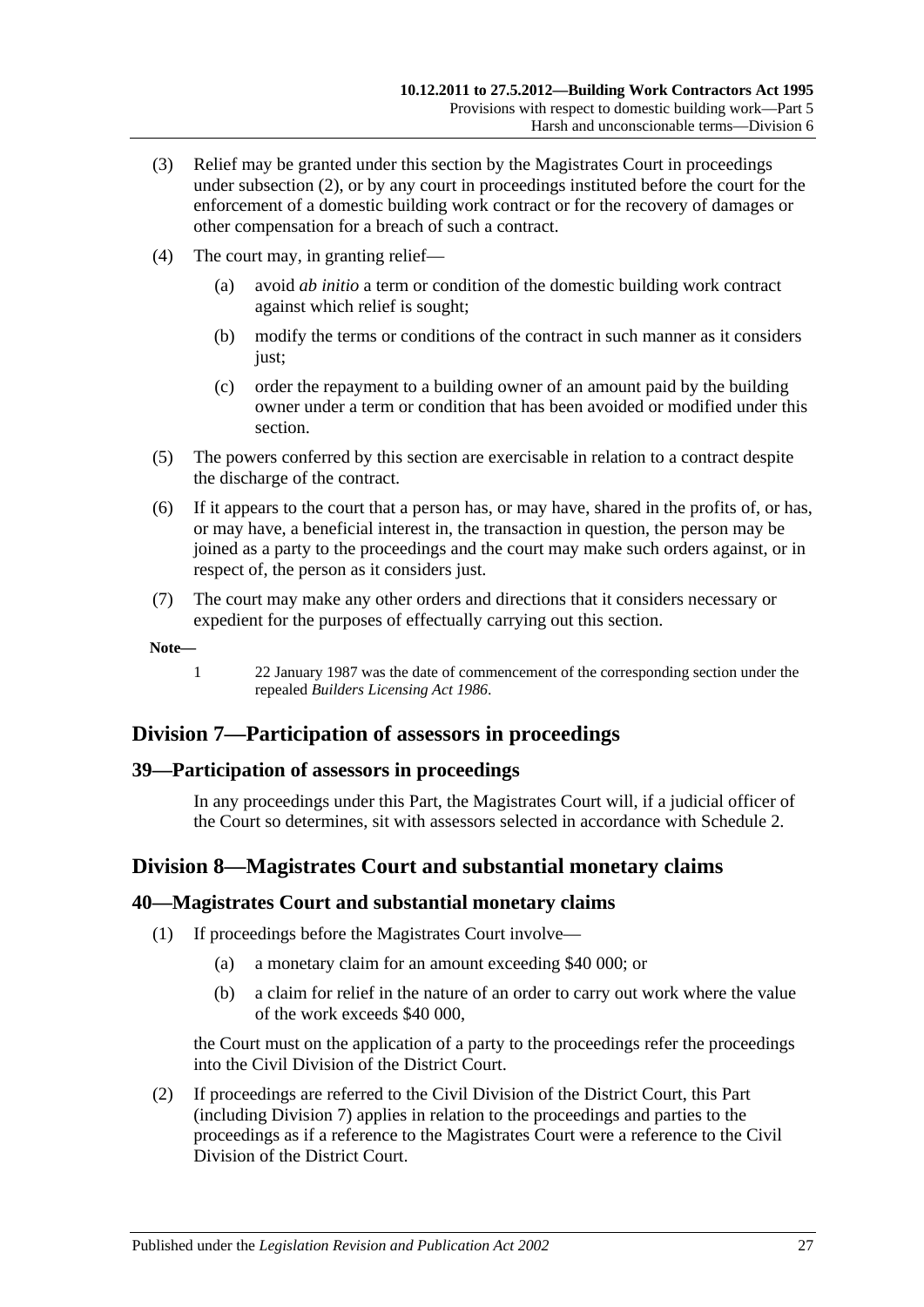(3) Relief may be granted under this section by the Magistrates Court in proceedings under subsection (2), or by any court in proceedings instituted before the court for the enforcement of a domestic building work contract or for the recovery of damages or other compensation for a breach of such a contract.

(4) The court may, in granting relief—

(a) avoid *ab initio* a term or condition of the domestic building work contract against which relief is sought;

(b) modify the terms or conditions of the contract in such manner as it considers just;

(c) order the repayment to a building owner of an amount paid by the building owner under a term or condition that has been avoided or modified under this section.

(5) The powers conferred by this section are exercisable in relation to a contract despite the discharge of the contract.

(6) If it appears to the court that a person has, or may have, shared in the profits of, or has, or may have, a beneficial interest in, the transaction in question, the person may be joined as a party to the proceedings and the court may make such orders against, or in respect of, the person as it considers just.

(7) The court may make any other orders and directions that it considers necessary or expedient for the purposes of effectually carrying out this section.

**Note—**

1 22 January 1987 was the date of commencement of the corresponding section under the repealed *Builders Licensing Act 1986*.

## Division 7—Participation of assessors in proceedings

### 39—Participation of assessors in proceedings

In any proceedings under this Part, the Magistrates Court will, if a judicial officer of the Court so determines, sit with assessors selected in accordance with Schedule 2.

## Division 8—Magistrates Court and substantial monetary claims

### 40—Magistrates Court and substantial monetary claims

(1) If proceedings before the Magistrates Court involve—

(a) a monetary claim for an amount exceeding $40 000; or

(b) a claim for relief in the nature of an order to carry out work where the value of the work exceeds $40 000,

the Court must on the application of a party to the proceedings refer the proceedings into the Civil Division of the District Court.

(2) If proceedings are referred to the Civil Division of the District Court, this Part (including Division 7) applies in relation to the proceedings and parties to the proceedings as if a reference to the Magistrates Court were a reference to the Civil Division of the District Court.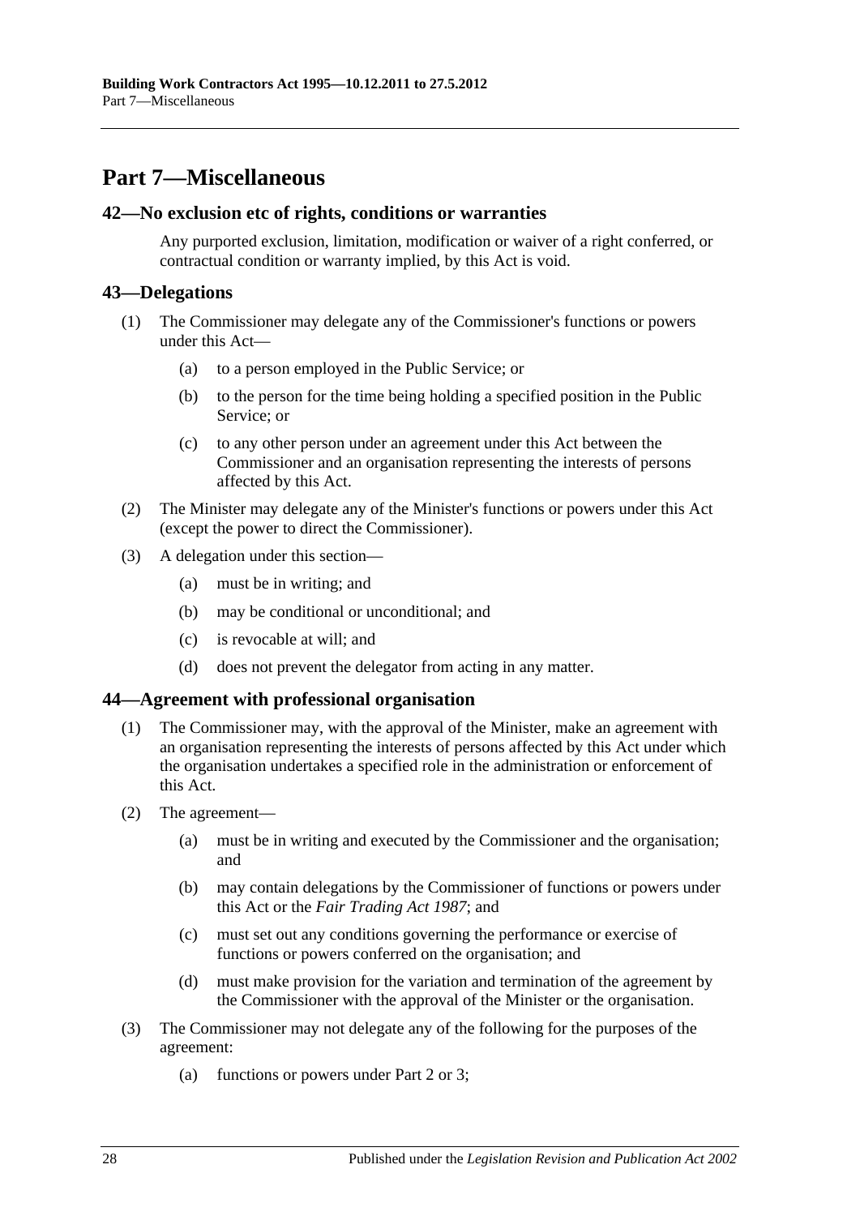# Part 7—Miscellaneous

## 42—No exclusion etc of rights, conditions or warranties

Any purported exclusion, limitation, modification or waiver of a right conferred, or contractual condition or warranty implied, by this Act is void.

## 43—Delegations

(1) The Commissioner may delegate any of the Commissioner's functions or powers under this Act—

(a) to a person employed in the Public Service; or

(b) to the person for the time being holding a specified position in the Public Service; or

(c) to any other person under an agreement under this Act between the Commissioner and an organisation representing the interests of persons affected by this Act.

(2) The Minister may delegate any of the Minister's functions or powers under this Act (except the power to direct the Commissioner).

(3) A delegation under this section—

(a) must be in writing; and

(b) may be conditional or unconditional; and

(c) is revocable at will; and

(d) does not prevent the delegator from acting in any matter.

## 44—Agreement with professional organisation

(1) The Commissioner may, with the approval of the Minister, make an agreement with an organisation representing the interests of persons affected by this Act under which the organisation undertakes a specified role in the administration or enforcement of this Act.

(2) The agreement—

(a) must be in writing and executed by the Commissioner and the organisation; and

(b) may contain delegations by the Commissioner of functions or powers under this Act or the *Fair Trading Act 1987*; and

(c) must set out any conditions governing the performance or exercise of functions or powers conferred on the organisation; and

(d) must make provision for the variation and termination of the agreement by the Commissioner with the approval of the Minister or the organisation.

(3) The Commissioner may not delegate any of the following for the purposes of the agreement:

(a) functions or powers under Part 2 or 3;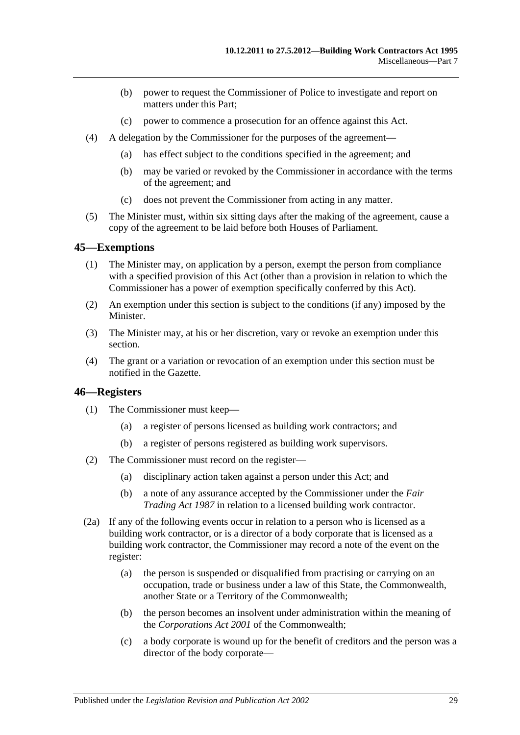(b) power to request the Commissioner of Police to investigate and report on matters under this Part;

(c) power to commence a prosecution for an offence against this Act.

(4) A delegation by the Commissioner for the purposes of the agreement—

(a) has effect subject to the conditions specified in the agreement; and

(b) may be varied or revoked by the Commissioner in accordance with the terms of the agreement; and

(c) does not prevent the Commissioner from acting in any matter.

(5) The Minister must, within six sitting days after the making of the agreement, cause a copy of the agreement to be laid before both Houses of Parliament.

## 45—Exemptions

(1) The Minister may, on application by a person, exempt the person from compliance with a specified provision of this Act (other than a provision in relation to which the Commissioner has a power of exemption specifically conferred by this Act).

(2) An exemption under this section is subject to the conditions (if any) imposed by the Minister.

(3) The Minister may, at his or her discretion, vary or revoke an exemption under this section.

(4) The grant or a variation or revocation of an exemption under this section must be notified in the Gazette.

## 46—Registers

(1) The Commissioner must keep—

(a) a register of persons licensed as building work contractors; and

(b) a register of persons registered as building work supervisors.

(2) The Commissioner must record on the register—

(a) disciplinary action taken against a person under this Act; and

(b) a note of any assurance accepted by the Commissioner under the *Fair Trading Act 1987* in relation to a licensed building work contractor.

(2a) If any of the following events occur in relation to a person who is licensed as a building work contractor, or is a director of a body corporate that is licensed as a building work contractor, the Commissioner may record a note of the event on the register:

(a) the person is suspended or disqualified from practising or carrying on an occupation, trade or business under a law of this State, the Commonwealth, another State or a Territory of the Commonwealth;

(b) the person becomes an insolvent under administration within the meaning of the *Corporations Act 2001* of the Commonwealth;

(c) a body corporate is wound up for the benefit of creditors and the person was a director of the body corporate—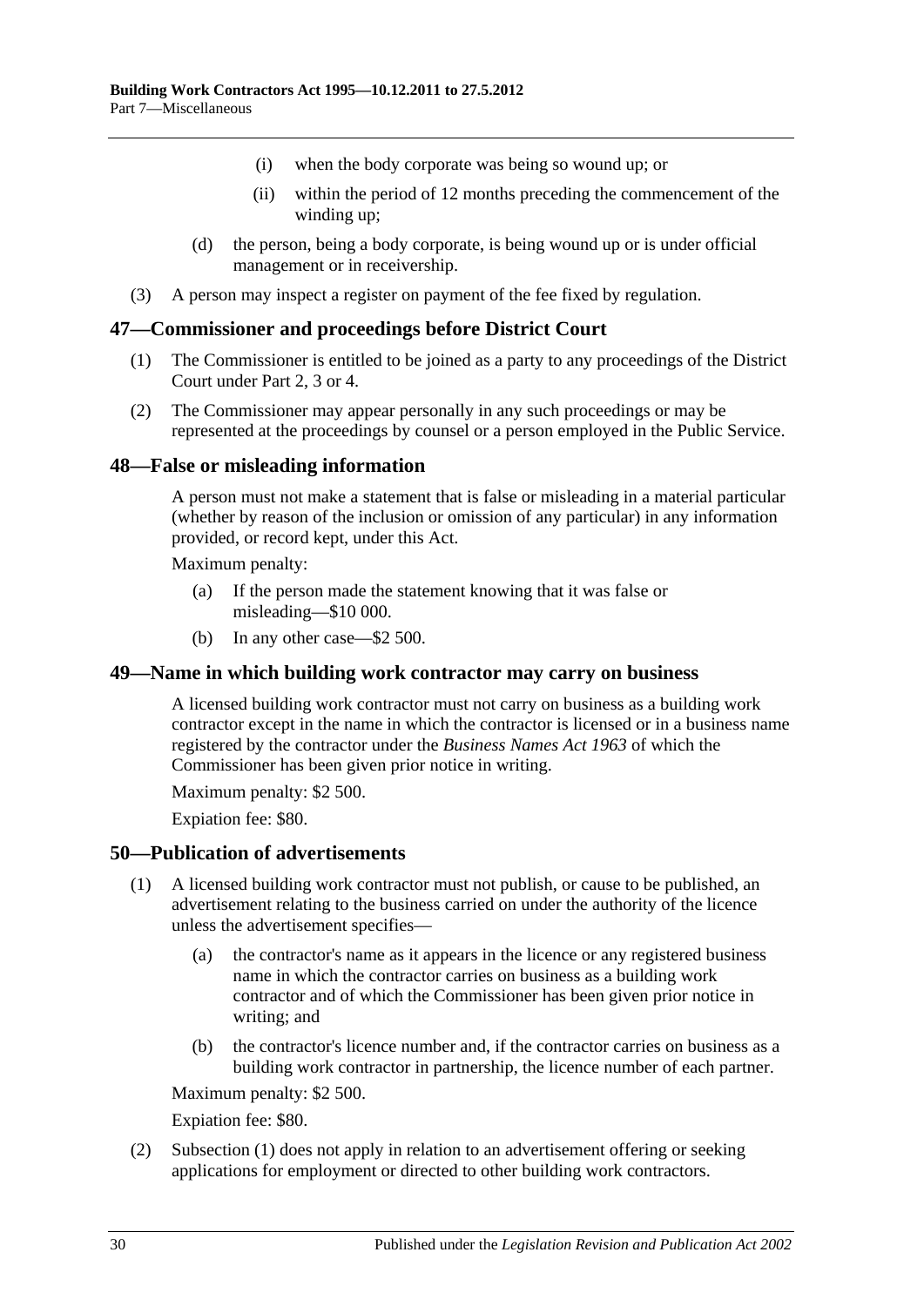(i) when the body corporate was being so wound up; or

(ii) within the period of 12 months preceding the commencement of the winding up;

(d) the person, being a body corporate, is being wound up or is under official management or in receivership.

(3) A person may inspect a register on payment of the fee fixed by regulation.

## 47—Commissioner and proceedings before District Court

(1) The Commissioner is entitled to be joined as a party to any proceedings of the District Court under Part 2, 3 or 4.

(2) The Commissioner may appear personally in any such proceedings or may be represented at the proceedings by counsel or a person employed in the Public Service.

## 48—False or misleading information

A person must not make a statement that is false or misleading in a material particular (whether by reason of the inclusion or omission of any particular) in any information provided, or record kept, under this Act.

Maximum penalty:

(a) If the person made the statement knowing that it was false or misleading—$10 000.

(b) In any other case—$2 500.

## 49—Name in which building work contractor may carry on business

A licensed building work contractor must not carry on business as a building work contractor except in the name in which the contractor is licensed or in a business name registered by the contractor under the *Business Names Act 1963* of which the Commissioner has been given prior notice in writing.

Maximum penalty: $2 500.

Expiation fee: $80.

## 50—Publication of advertisements

(1) A licensed building work contractor must not publish, or cause to be published, an advertisement relating to the business carried on under the authority of the licence unless the advertisement specifies—

(a) the contractor's name as it appears in the licence or any registered business name in which the contractor carries on business as a building work contractor and of which the Commissioner has been given prior notice in writing; and

(b) the contractor's licence number and, if the contractor carries on business as a building work contractor in partnership, the licence number of each partner.

Maximum penalty: $2 500.

Expiation fee: $80.

(2) Subsection (1) does not apply in relation to an advertisement offering or seeking applications for employment or directed to other building work contractors.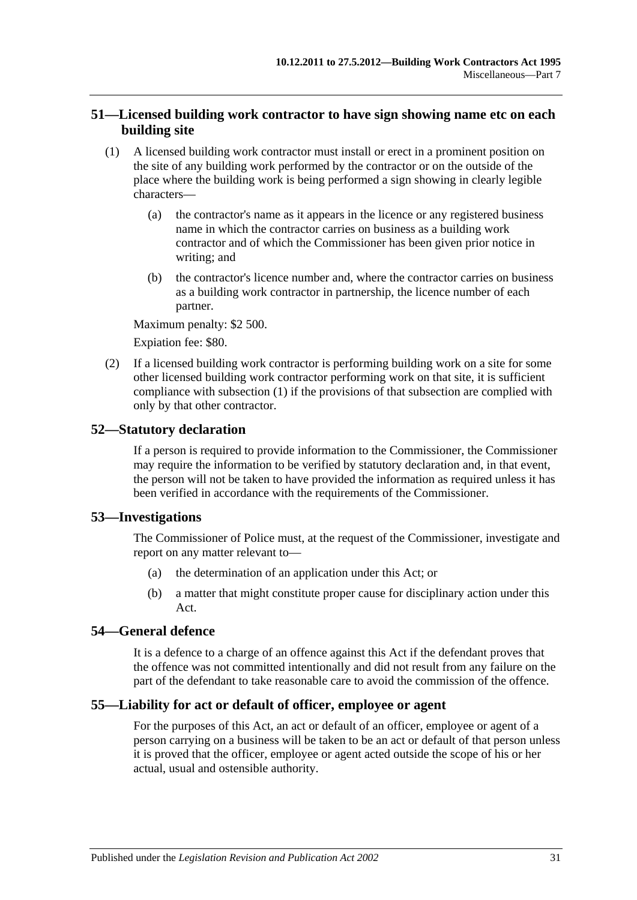## 51—Licensed building work contractor to have sign showing name etc on each building site

(1) A licensed building work contractor must install or erect in a prominent position on the site of any building work performed by the contractor or on the outside of the place where the building work is being performed a sign showing in clearly legible characters—

(a) the contractor's name as it appears in the licence or any registered business name in which the contractor carries on business as a building work contractor and of which the Commissioner has been given prior notice in writing; and

(b) the contractor's licence number and, where the contractor carries on business as a building work contractor in partnership, the licence number of each partner.

Maximum penalty: $2 500.

Expiation fee: $80.

(2) If a licensed building work contractor is performing building work on a site for some other licensed building work contractor performing work on that site, it is sufficient compliance with subsection (1) if the provisions of that subsection are complied with only by that other contractor.

## 52—Statutory declaration

If a person is required to provide information to the Commissioner, the Commissioner may require the information to be verified by statutory declaration and, in that event, the person will not be taken to have provided the information as required unless it has been verified in accordance with the requirements of the Commissioner.

## 53—Investigations

The Commissioner of Police must, at the request of the Commissioner, investigate and report on any matter relevant to—

(a) the determination of an application under this Act; or

(b) a matter that might constitute proper cause for disciplinary action under this Act.

## 54—General defence

It is a defence to a charge of an offence against this Act if the defendant proves that the offence was not committed intentionally and did not result from any failure on the part of the defendant to take reasonable care to avoid the commission of the offence.

## 55—Liability for act or default of officer, employee or agent

For the purposes of this Act, an act or default of an officer, employee or agent of a person carrying on a business will be taken to be an act or default of that person unless it is proved that the officer, employee or agent acted outside the scope of his or her actual, usual and ostensible authority.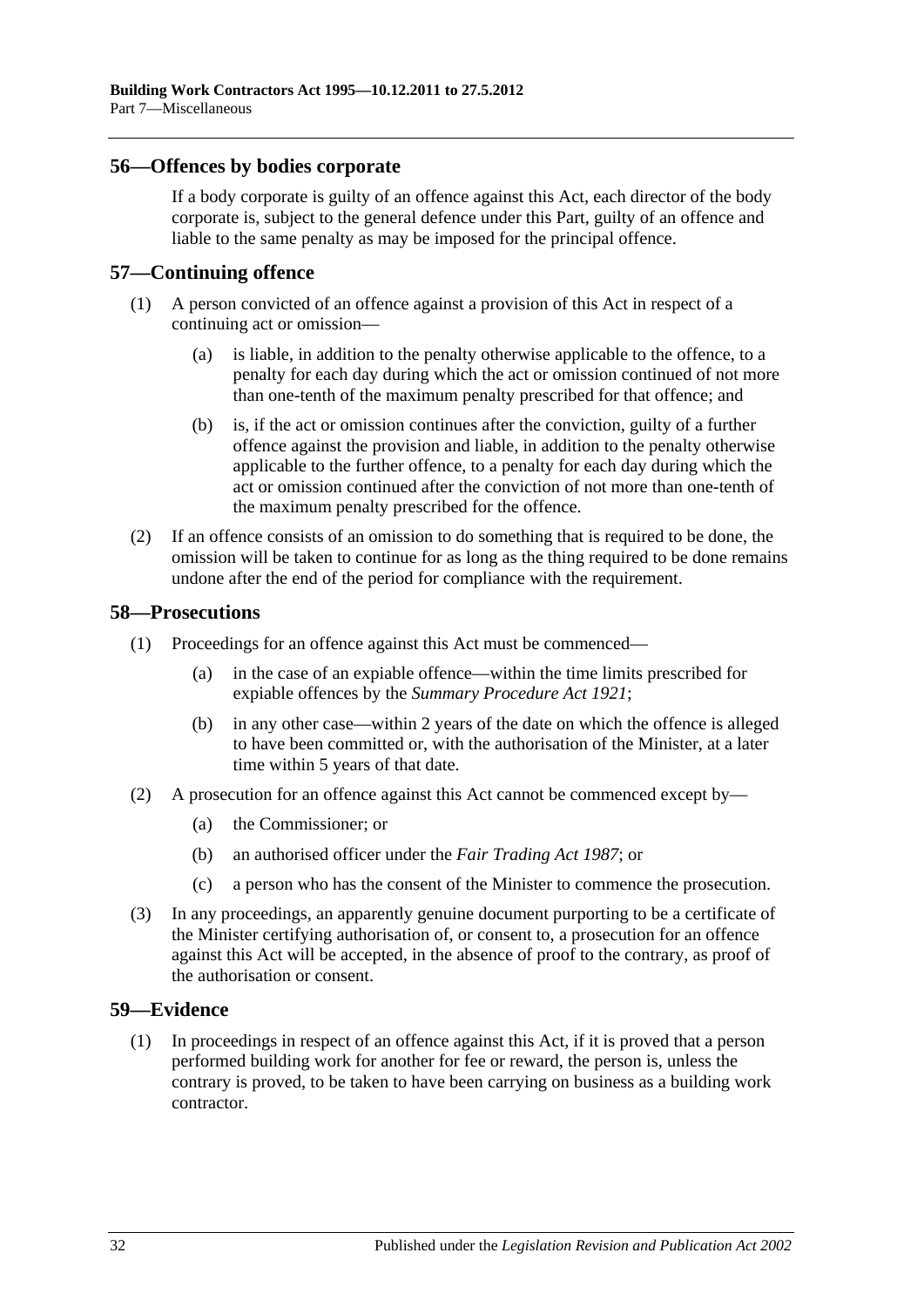## 56—Offences by bodies corporate

If a body corporate is guilty of an offence against this Act, each director of the body corporate is, subject to the general defence under this Part, guilty of an offence and liable to the same penalty as may be imposed for the principal offence.

## 57—Continuing offence

(1) A person convicted of an offence against a provision of this Act in respect of a continuing act or omission—

(a) is liable, in addition to the penalty otherwise applicable to the offence, to a penalty for each day during which the act or omission continued of not more than one-tenth of the maximum penalty prescribed for that offence; and

(b) is, if the act or omission continues after the conviction, guilty of a further offence against the provision and liable, in addition to the penalty otherwise applicable to the further offence, to a penalty for each day during which the act or omission continued after the conviction of not more than one-tenth of the maximum penalty prescribed for the offence.

(2) If an offence consists of an omission to do something that is required to be done, the omission will be taken to continue for as long as the thing required to be done remains undone after the end of the period for compliance with the requirement.

## 58—Prosecutions

(1) Proceedings for an offence against this Act must be commenced—

(a) in the case of an expiable offence—within the time limits prescribed for expiable offences by the *Summary Procedure Act 1921*;

(b) in any other case—within 2 years of the date on which the offence is alleged to have been committed or, with the authorisation of the Minister, at a later time within 5 years of that date.

(2) A prosecution for an offence against this Act cannot be commenced except by—

(a) the Commissioner; or

(b) an authorised officer under the *Fair Trading Act 1987*; or

(c) a person who has the consent of the Minister to commence the prosecution.

(3) In any proceedings, an apparently genuine document purporting to be a certificate of the Minister certifying authorisation of, or consent to, a prosecution for an offence against this Act will be accepted, in the absence of proof to the contrary, as proof of the authorisation or consent.

## 59—Evidence

(1) In proceedings in respect of an offence against this Act, if it is proved that a person performed building work for another for fee or reward, the person is, unless the contrary is proved, to be taken to have been carrying on business as a building work contractor.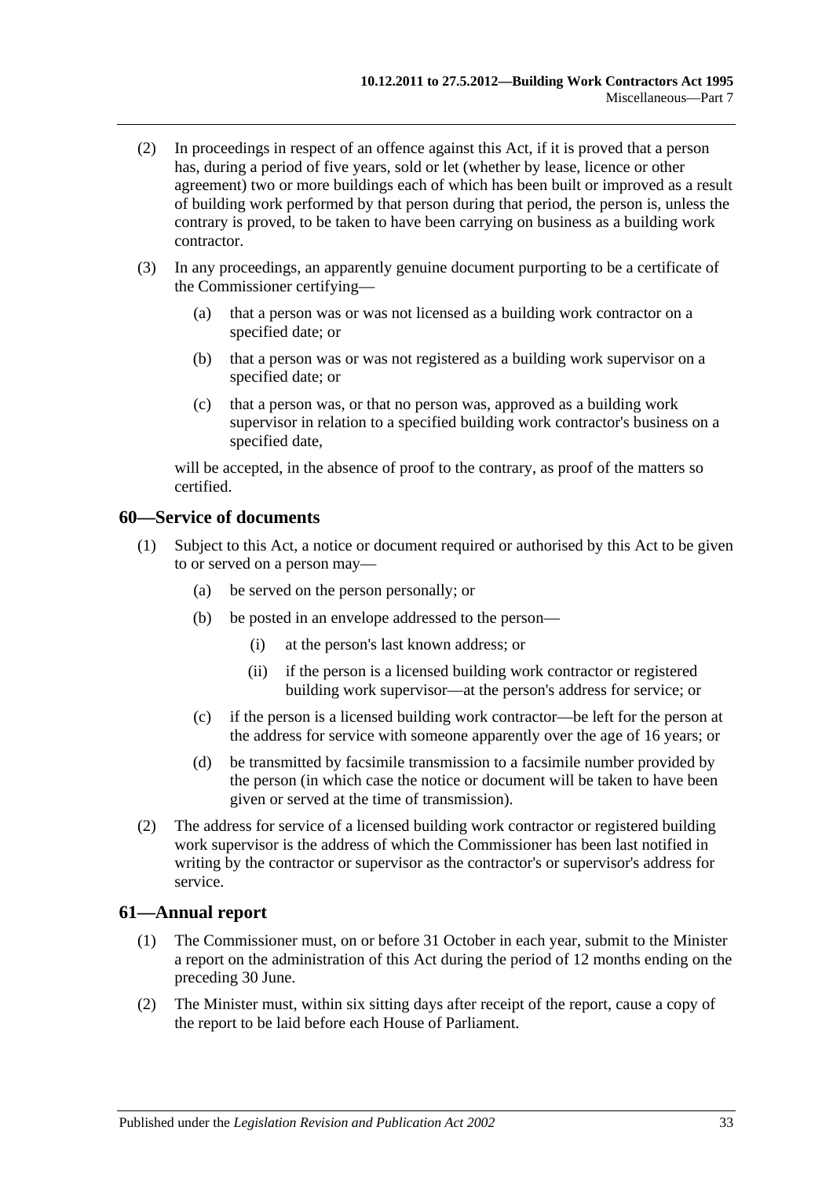(2) In proceedings in respect of an offence against this Act, if it is proved that a person has, during a period of five years, sold or let (whether by lease, licence or other agreement) two or more buildings each of which has been built or improved as a result of building work performed by that person during that period, the person is, unless the contrary is proved, to be taken to have been carrying on business as a building work contractor.

(3) In any proceedings, an apparently genuine document purporting to be a certificate of the Commissioner certifying—

(a) that a person was or was not licensed as a building work contractor on a specified date; or

(b) that a person was or was not registered as a building work supervisor on a specified date; or

(c) that a person was, or that no person was, approved as a building work supervisor in relation to a specified building work contractor's business on a specified date,

will be accepted, in the absence of proof to the contrary, as proof of the matters so certified.

## 60—Service of documents

(1) Subject to this Act, a notice or document required or authorised by this Act to be given to or served on a person may—

(a) be served on the person personally; or

(b) be posted in an envelope addressed to the person—

(i) at the person's last known address; or

(ii) if the person is a licensed building work contractor or registered building work supervisor—at the person's address for service; or

(c) if the person is a licensed building work contractor—be left for the person at the address for service with someone apparently over the age of 16 years; or

(d) be transmitted by facsimile transmission to a facsimile number provided by the person (in which case the notice or document will be taken to have been given or served at the time of transmission).

(2) The address for service of a licensed building work contractor or registered building work supervisor is the address of which the Commissioner has been last notified in writing by the contractor or supervisor as the contractor's or supervisor's address for service.

## 61—Annual report

(1) The Commissioner must, on or before 31 October in each year, submit to the Minister a report on the administration of this Act during the period of 12 months ending on the preceding 30 June.

(2) The Minister must, within six sitting days after receipt of the report, cause a copy of the report to be laid before each House of Parliament.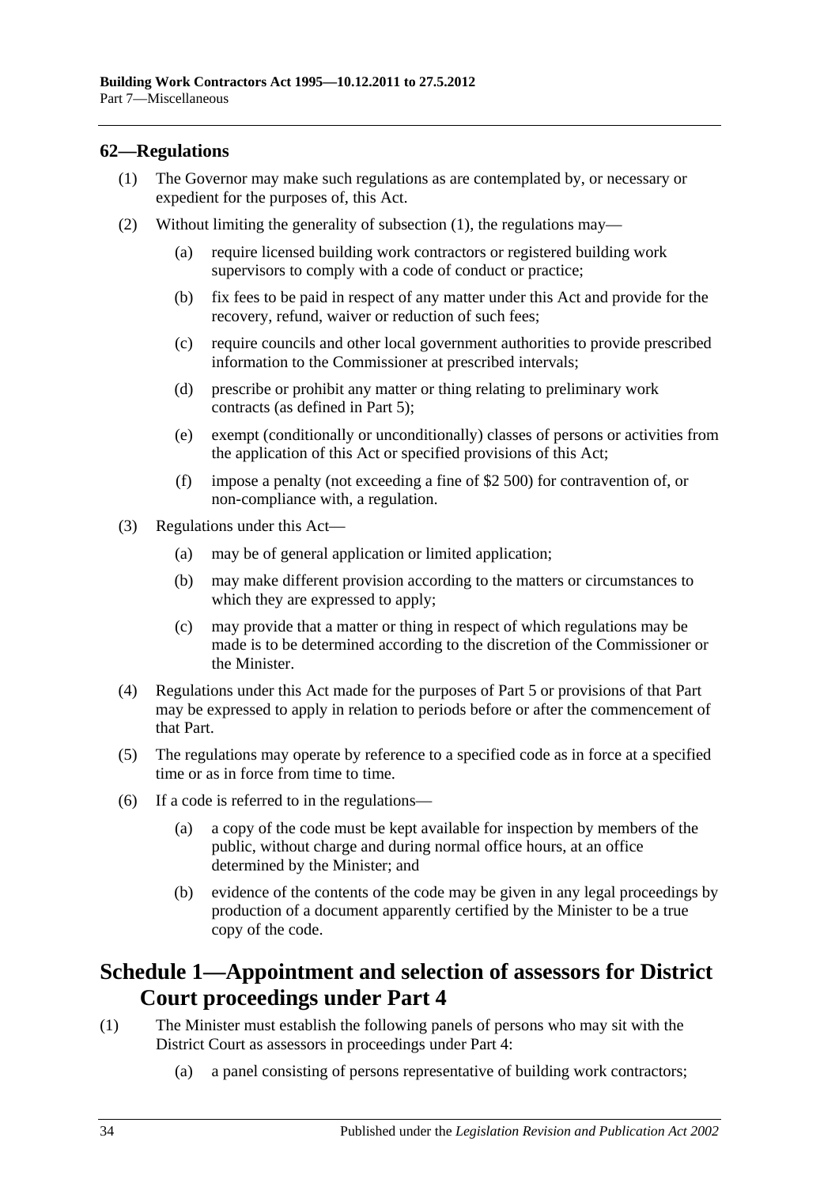## 62—Regulations

(1) The Governor may make such regulations as are contemplated by, or necessary or expedient for the purposes of, this Act.

(2) Without limiting the generality of subsection (1), the regulations may—

(a) require licensed building work contractors or registered building work supervisors to comply with a code of conduct or practice;

(b) fix fees to be paid in respect of any matter under this Act and provide for the recovery, refund, waiver or reduction of such fees;

(c) require councils and other local government authorities to provide prescribed information to the Commissioner at prescribed intervals;

(d) prescribe or prohibit any matter or thing relating to preliminary work contracts (as defined in Part 5);

(e) exempt (conditionally or unconditionally) classes of persons or activities from the application of this Act or specified provisions of this Act;

(f) impose a penalty (not exceeding a fine of $2 500) for contravention of, or non-compliance with, a regulation.

(3) Regulations under this Act—

(a) may be of general application or limited application;

(b) may make different provision according to the matters or circumstances to which they are expressed to apply;

(c) may provide that a matter or thing in respect of which regulations may be made is to be determined according to the discretion of the Commissioner or the Minister.

(4) Regulations under this Act made for the purposes of Part 5 or provisions of that Part may be expressed to apply in relation to periods before or after the commencement of that Part.

(5) The regulations may operate by reference to a specified code as in force at a specified time or as in force from time to time.

(6) If a code is referred to in the regulations—

(a) a copy of the code must be kept available for inspection by members of the public, without charge and during normal office hours, at an office determined by the Minister; and

(b) evidence of the contents of the code may be given in any legal proceedings by production of a document apparently certified by the Minister to be a true copy of the code.

# Schedule 1—Appointment and selection of assessors for District Court proceedings under Part 4

(1) The Minister must establish the following panels of persons who may sit with the District Court as assessors in proceedings under Part 4:

(a) a panel consisting of persons representative of building work contractors;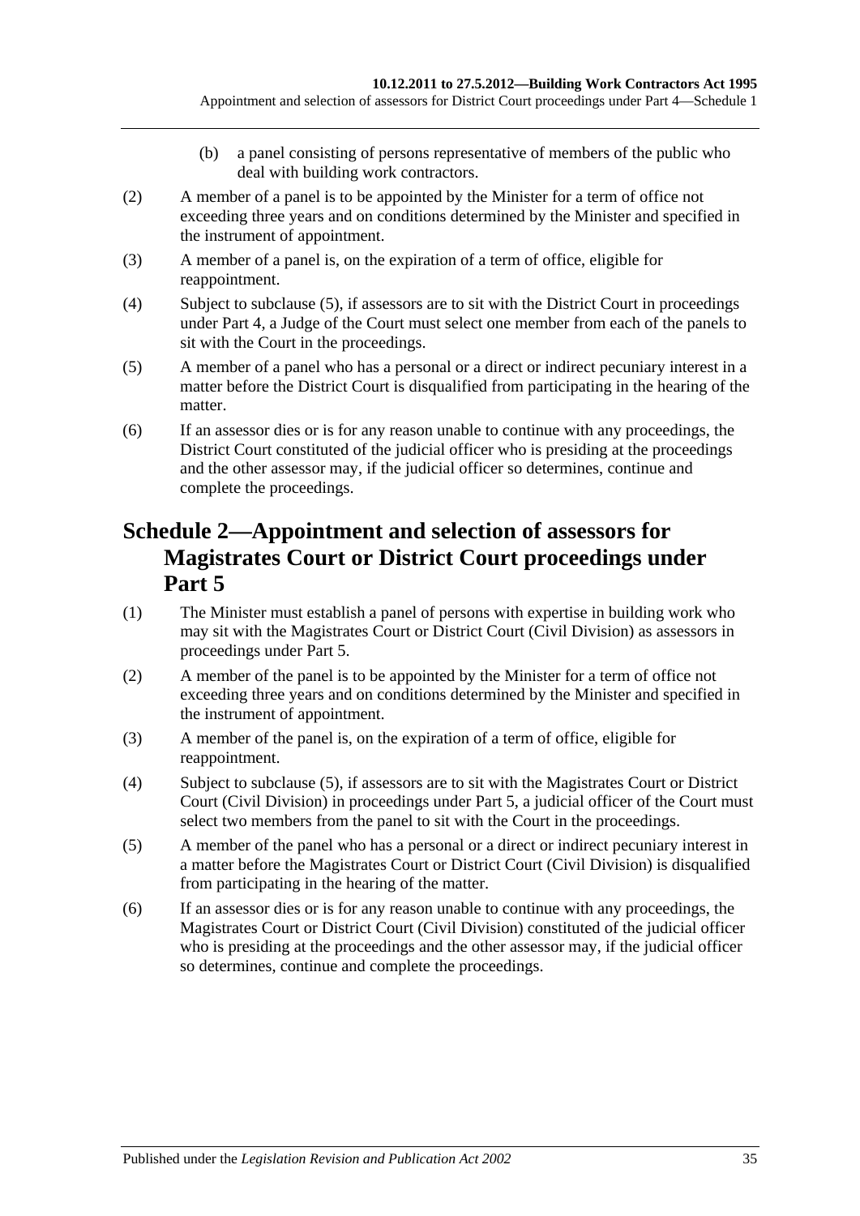(b) a panel consisting of persons representative of members of the public who deal with building work contractors.

(2) A member of a panel is to be appointed by the Minister for a term of office not exceeding three years and on conditions determined by the Minister and specified in the instrument of appointment.

(3) A member of a panel is, on the expiration of a term of office, eligible for reappointment.

(4) Subject to subclause (5), if assessors are to sit with the District Court in proceedings under Part 4, a Judge of the Court must select one member from each of the panels to sit with the Court in the proceedings.

(5) A member of a panel who has a personal or a direct or indirect pecuniary interest in a matter before the District Court is disqualified from participating in the hearing of the matter.

(6) If an assessor dies or is for any reason unable to continue with any proceedings, the District Court constituted of the judicial officer who is presiding at the proceedings and the other assessor may, if the judicial officer so determines, continue and complete the proceedings.

# Schedule 2—Appointment and selection of assessors for Magistrates Court or District Court proceedings under Part 5

(1) The Minister must establish a panel of persons with expertise in building work who may sit with the Magistrates Court or District Court (Civil Division) as assessors in proceedings under Part 5.

(2) A member of the panel is to be appointed by the Minister for a term of office not exceeding three years and on conditions determined by the Minister and specified in the instrument of appointment.

(3) A member of the panel is, on the expiration of a term of office, eligible for reappointment.

(4) Subject to subclause (5), if assessors are to sit with the Magistrates Court or District Court (Civil Division) in proceedings under Part 5, a judicial officer of the Court must select two members from the panel to sit with the Court in the proceedings.

(5) A member of the panel who has a personal or a direct or indirect pecuniary interest in a matter before the Magistrates Court or District Court (Civil Division) is disqualified from participating in the hearing of the matter.

(6) If an assessor dies or is for any reason unable to continue with any proceedings, the Magistrates Court or District Court (Civil Division) constituted of the judicial officer who is presiding at the proceedings and the other assessor may, if the judicial officer so determines, continue and complete the proceedings.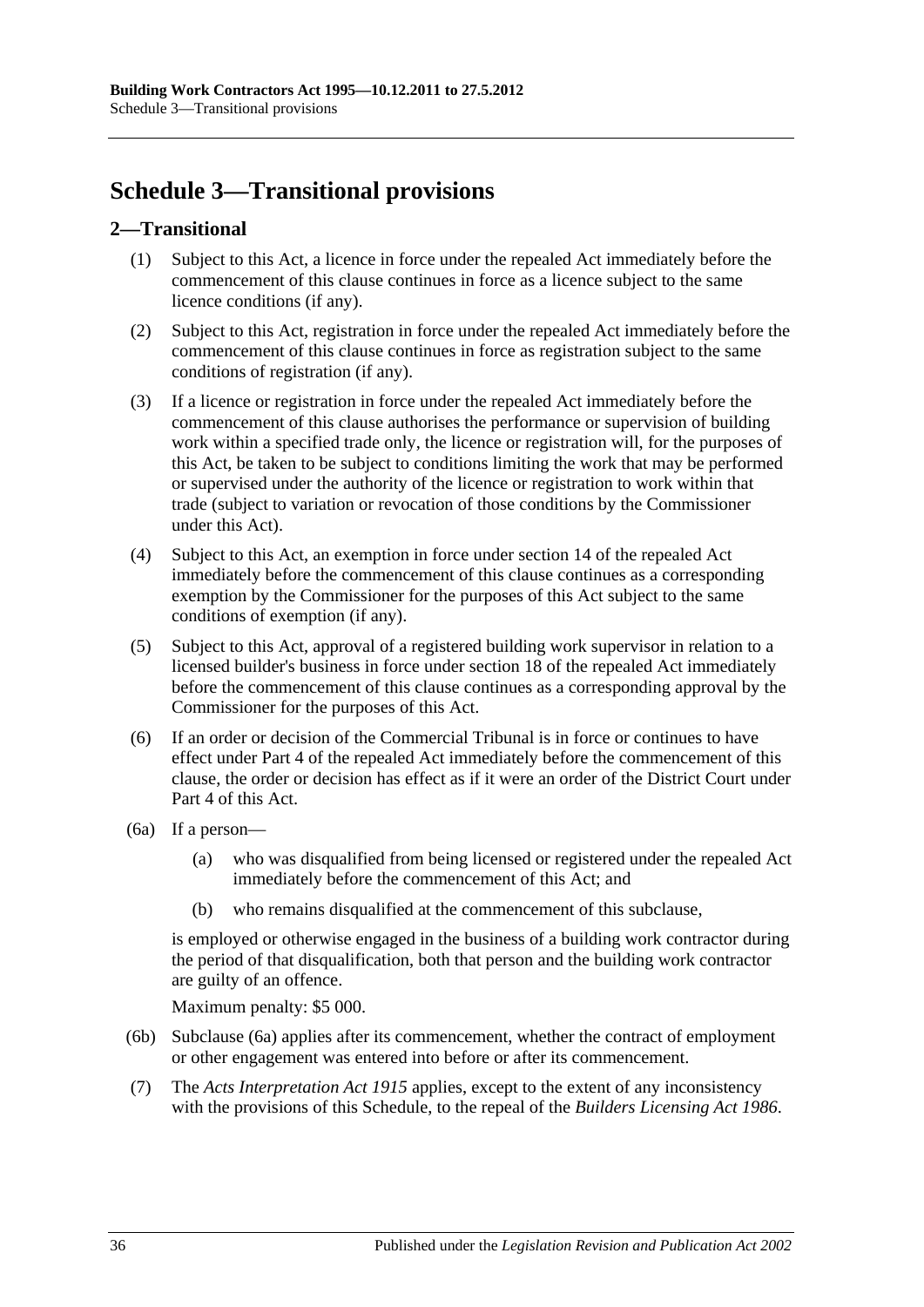# Schedule 3—Transitional provisions

## 2—Transitional

(1) Subject to this Act, a licence in force under the repealed Act immediately before the commencement of this clause continues in force as a licence subject to the same licence conditions (if any).

(2) Subject to this Act, registration in force under the repealed Act immediately before the commencement of this clause continues in force as registration subject to the same conditions of registration (if any).

(3) If a licence or registration in force under the repealed Act immediately before the commencement of this clause authorises the performance or supervision of building work within a specified trade only, the licence or registration will, for the purposes of this Act, be taken to be subject to conditions limiting the work that may be performed or supervised under the authority of the licence or registration to work within that trade (subject to variation or revocation of those conditions by the Commissioner under this Act).

(4) Subject to this Act, an exemption in force under section 14 of the repealed Act immediately before the commencement of this clause continues as a corresponding exemption by the Commissioner for the purposes of this Act subject to the same conditions of exemption (if any).

(5) Subject to this Act, approval of a registered building work supervisor in relation to a licensed builder's business in force under section 18 of the repealed Act immediately before the commencement of this clause continues as a corresponding approval by the Commissioner for the purposes of this Act.

(6) If an order or decision of the Commercial Tribunal is in force or continues to have effect under Part 4 of the repealed Act immediately before the commencement of this clause, the order or decision has effect as if it were an order of the District Court under Part 4 of this Act.

(6a) If a person—

(a) who was disqualified from being licensed or registered under the repealed Act immediately before the commencement of this Act; and

(b) who remains disqualified at the commencement of this subclause,

is employed or otherwise engaged in the business of a building work contractor during the period of that disqualification, both that person and the building work contractor are guilty of an offence.

Maximum penalty: $5 000.

(6b) Subclause (6a) applies after its commencement, whether the contract of employment or other engagement was entered into before or after its commencement.

(7) The *Acts Interpretation Act 1915* applies, except to the extent of any inconsistency with the provisions of this Schedule, to the repeal of the *Builders Licensing Act 1986*.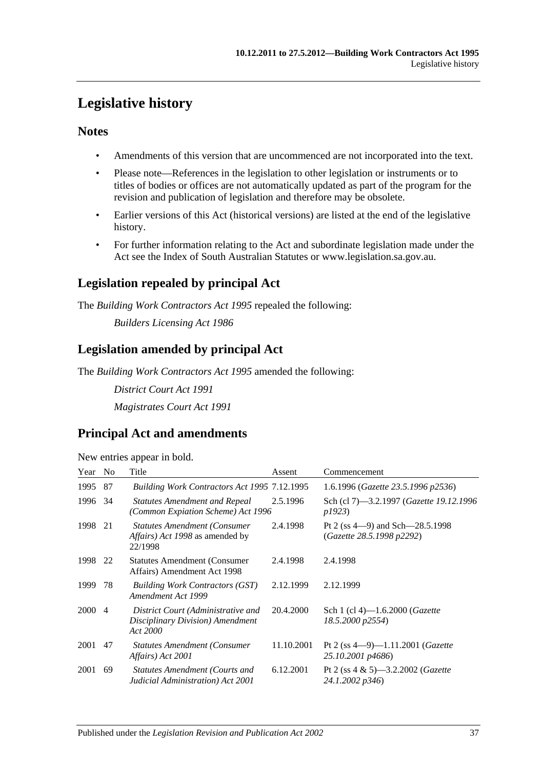# Legislative history

## Notes

- Amendments of this version that are uncommenced are not incorporated into the text.
- Please note—References in the legislation to other legislation or instruments or to titles of bodies or offices are not automatically updated as part of the program for the revision and publication of legislation and therefore may be obsolete.
- Earlier versions of this Act (historical versions) are listed at the end of the legislative history.
- For further information relating to the Act and subordinate legislation made under the Act see the Index of South Australian Statutes or www.legislation.sa.gov.au.

## Legislation repealed by principal Act

The *Building Work Contractors Act 1995* repealed the following:

*Builders Licensing Act 1986*

## Legislation amended by principal Act

The *Building Work Contractors Act 1995* amended the following:

*District Court Act 1991*

*Magistrates Court Act 1991*

## Principal Act and amendments

New entries appear in bold.

| Year | No | Title | Assent | Commencement |
|---|---|---|---|---|
| 1995 | 87 | *Building Work Contractors Act 1995* | 7.12.1995 | 1.6.1996 (*Gazette 23.5.1996 p2536*) |
| 1996 | 34 | *Statutes Amendment and Repeal (Common Expiation Scheme) Act 1996* | 2.5.1996 | Sch (cl 7)—3.2.1997 (*Gazette 19.12.1996 p1923*) |
| 1998 | 21 | *Statutes Amendment (Consumer Affairs) Act 1998* as amended by 22/1998 | 2.4.1998 | Pt 2 (ss 4—9) and Sch—28.5.1998 (*Gazette 28.5.1998 p2292*) |
| 1998 | 22 | Statutes Amendment (Consumer Affairs) Amendment Act 1998 | 2.4.1998 | 2.4.1998 |
| 1999 | 78 | *Building Work Contractors (GST) Amendment Act 1999* | 2.12.1999 | 2.12.1999 |
| 2000 | 4 | *District Court (Administrative and Disciplinary Division) Amendment Act 2000* | 20.4.2000 | Sch 1 (cl 4)—1.6.2000 (*Gazette 18.5.2000 p2554*) |
| 2001 | 47 | *Statutes Amendment (Consumer Affairs) Act 2001* | 11.10.2001 | Pt 2 (ss 4—9)—1.11.2001 (*Gazette 25.10.2001 p4686*) |
| 2001 | 69 | *Statutes Amendment (Courts and Judicial Administration) Act 2001* | 6.12.2001 | Pt 2 (ss 4 & 5)—3.2.2002 (*Gazette 24.1.2002 p346*) |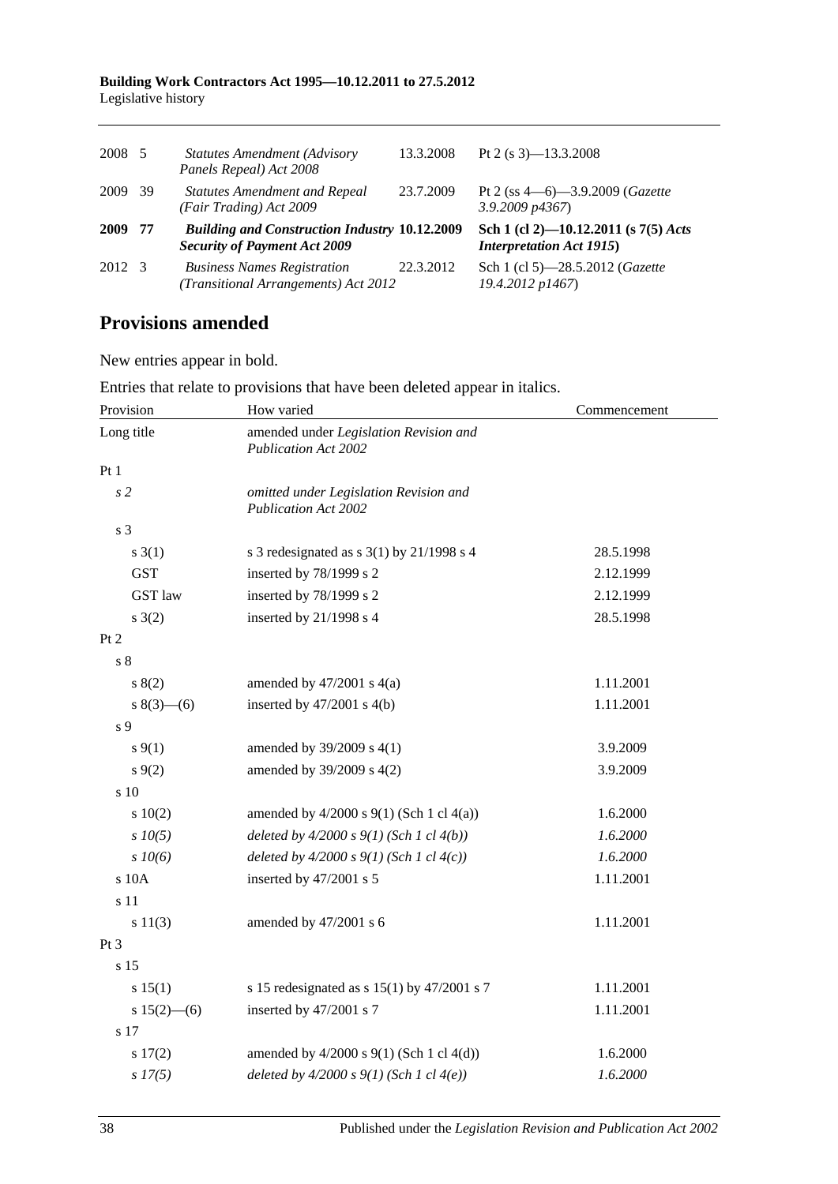| | | | | |
|---|---|---|---|---|
| 2008 | 5 | *Statutes Amendment (Advisory Panels Repeal) Act 2008* | 13.3.2008 | Pt 2 (s 3)—13.3.2008 |
| 2009 | 39 | *Statutes Amendment and Repeal (Fair Trading) Act 2009* | 23.7.2009 | Pt 2 (ss 4—6)—3.9.2009 (*Gazette 3.9.2009 p4367*) |
| **2009** | **77** | ***Building and Construction Industry Security of Payment Act 2009*** | **10.12.2009** | **Sch 1 (cl 2)—10.12.2011 (s 7(5) *Acts Interpretation Act 1915*)** |
| 2012 | 3 | *Business Names Registration (Transitional Arrangements) Act 2012* | 22.3.2012 | Sch 1 (cl 5)—28.5.2012 (*Gazette 19.4.2012 p1467*) |

## Provisions amended

New entries appear in bold.

Entries that relate to provisions that have been deleted appear in italics.

| Provision | How varied | Commencement |
|---|---|---|
| Long title | amended under *Legislation Revision and Publication Act 2002* | |
| Pt 1 | | |
| *s 2* | *omitted under Legislation Revision and Publication Act 2002* | |
| s 3 | | |
| s 3(1) | s 3 redesignated as s 3(1) by 21/1998 s 4 | 28.5.1998 |
| GST | inserted by 78/1999 s 2 | 2.12.1999 |
| GST law | inserted by 78/1999 s 2 | 2.12.1999 |
| s 3(2) | inserted by 21/1998 s 4 | 28.5.1998 |
| Pt 2 | | |
| s 8 | | |
| s 8(2) | amended by 47/2001 s 4(a) | 1.11.2001 |
| s 8(3)—(6) | inserted by 47/2001 s 4(b) | 1.11.2001 |
| s 9 | | |
| s 9(1) | amended by 39/2009 s 4(1) | 3.9.2009 |
| s 9(2) | amended by 39/2009 s 4(2) | 3.9.2009 |
| s 10 | | |
| s 10(2) | amended by 4/2000 s 9(1) (Sch 1 cl 4(a)) | 1.6.2000 |
| *s 10(5)* | *deleted by 4/2000 s 9(1) (Sch 1 cl 4(b))* | *1.6.2000* |
| *s 10(6)* | *deleted by 4/2000 s 9(1) (Sch 1 cl 4(c))* | *1.6.2000* |
| s 10A | inserted by 47/2001 s 5 | 1.11.2001 |
| s 11 | | |
| s 11(3) | amended by 47/2001 s 6 | 1.11.2001 |
| Pt 3 | | |
| s 15 | | |
| s 15(1) | s 15 redesignated as s 15(1) by 47/2001 s 7 | 1.11.2001 |
| s 15(2)—(6) | inserted by 47/2001 s 7 | 1.11.2001 |
| s 17 | | |
| s 17(2) | amended by 4/2000 s 9(1) (Sch 1 cl 4(d)) | 1.6.2000 |
| *s 17(5)* | *deleted by 4/2000 s 9(1) (Sch 1 cl 4(e))* | *1.6.2000* |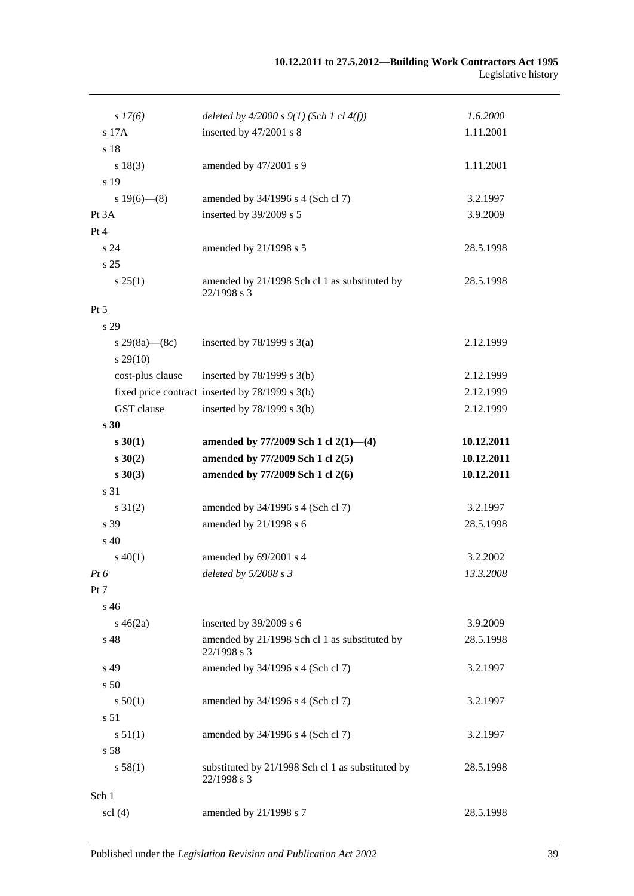| | | |
|---|---|---|
| *s 17(6)* | *deleted by 4/2000 s 9(1) (Sch 1 cl 4(f))* | *1.6.2000* |
| s 17A | inserted by 47/2001 s 8 | 1.11.2001 |
| s 18 | | |
| s 18(3) | amended by 47/2001 s 9 | 1.11.2001 |
| s 19 | | |
| s 19(6)—(8) | amended by 34/1996 s 4 (Sch cl 7) | 3.2.1997 |
| Pt 3A | inserted by 39/2009 s 5 | 3.9.2009 |
| Pt 4 | | |
| s 24 | amended by 21/1998 s 5 | 28.5.1998 |
| s 25 | | |
| s 25(1) | amended by 21/1998 Sch cl 1 as substituted by 22/1998 s 3 | 28.5.1998 |
| Pt 5 | | |
| s 29 | | |
| s 29(8a)—(8c) | inserted by 78/1999 s 3(a) | 2.12.1999 |
| s 29(10) | | |
| cost-plus clause | inserted by 78/1999 s 3(b) | 2.12.1999 |
| fixed price contract | inserted by 78/1999 s 3(b) | 2.12.1999 |
| GST clause | inserted by 78/1999 s 3(b) | 2.12.1999 |
| **s 30** | | |
| **s 30(1)** | **amended by 77/2009 Sch 1 cl 2(1)—(4)** | **10.12.2011** |
| **s 30(2)** | **amended by 77/2009 Sch 1 cl 2(5)** | **10.12.2011** |
| **s 30(3)** | **amended by 77/2009 Sch 1 cl 2(6)** | **10.12.2011** |
| s 31 | | |
| s 31(2) | amended by 34/1996 s 4 (Sch cl 7) | 3.2.1997 |
| s 39 | amended by 21/1998 s 6 | 28.5.1998 |
| s 40 | | |
| s 40(1) | amended by 69/2001 s 4 | 3.2.2002 |
| *Pt 6* | *deleted by 5/2008 s 3* | *13.3.2008* |
| Pt 7 | | |
| s 46 | | |
| s 46(2a) | inserted by 39/2009 s 6 | 3.9.2009 |
| s 48 | amended by 21/1998 Sch cl 1 as substituted by 22/1998 s 3 | 28.5.1998 |
| s 49 | amended by 34/1996 s 4 (Sch cl 7) | 3.2.1997 |
| s 50 | | |
| s 50(1) | amended by 34/1996 s 4 (Sch cl 7) | 3.2.1997 |
| s 51 | | |
| s 51(1) | amended by 34/1996 s 4 (Sch cl 7) | 3.2.1997 |
| s 58 | | |
| s 58(1) | substituted by 21/1998 Sch cl 1 as substituted by 22/1998 s 3 | 28.5.1998 |
| Sch 1 | | |
| scl (4) | amended by 21/1998 s 7 | 28.5.1998 |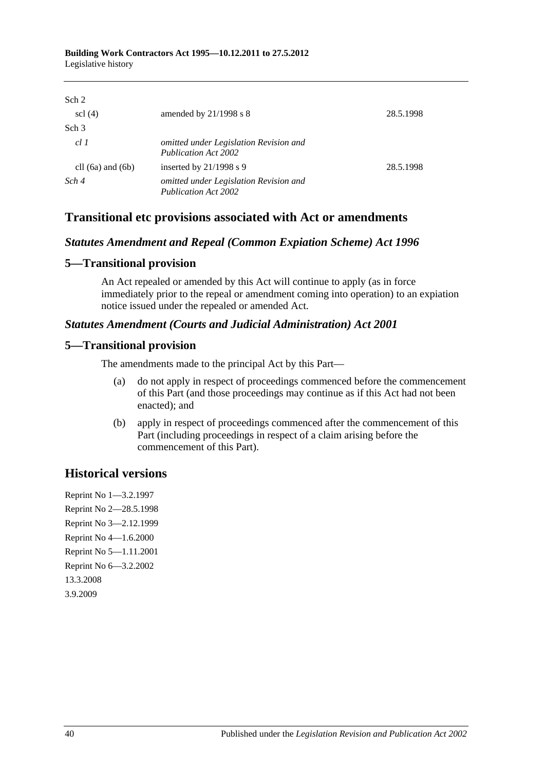| | | |
|---|---|---|
| Sch 2 | | |
| scl (4) | amended by 21/1998 s 8 | 28.5.1998 |
| Sch 3 | | |
| *cl 1* | *omitted under Legislation Revision and Publication Act 2002* | |
| cll (6a) and (6b) | inserted by 21/1998 s 9 | 28.5.1998 |
| *Sch 4* | *omitted under Legislation Revision and Publication Act 2002* | |

## Transitional etc provisions associated with Act or amendments

### *Statutes Amendment and Repeal (Common Expiation Scheme) Act 1996*

### 5—Transitional provision

An Act repealed or amended by this Act will continue to apply (as in force immediately prior to the repeal or amendment coming into operation) to an expiation notice issued under the repealed or amended Act.

### *Statutes Amendment (Courts and Judicial Administration) Act 2001*

### 5—Transitional provision

The amendments made to the principal Act by this Part—

(a) do not apply in respect of proceedings commenced before the commencement of this Part (and those proceedings may continue as if this Act had not been enacted); and

(b) apply in respect of proceedings commenced after the commencement of this Part (including proceedings in respect of a claim arising before the commencement of this Part).

## Historical versions

Reprint No 1—3.2.1997

Reprint No 2—28.5.1998

Reprint No 3—2.12.1999

Reprint No 4—1.6.2000

Reprint No 5—1.11.2001

Reprint No 6—3.2.2002

13.3.2008

3.9.2009